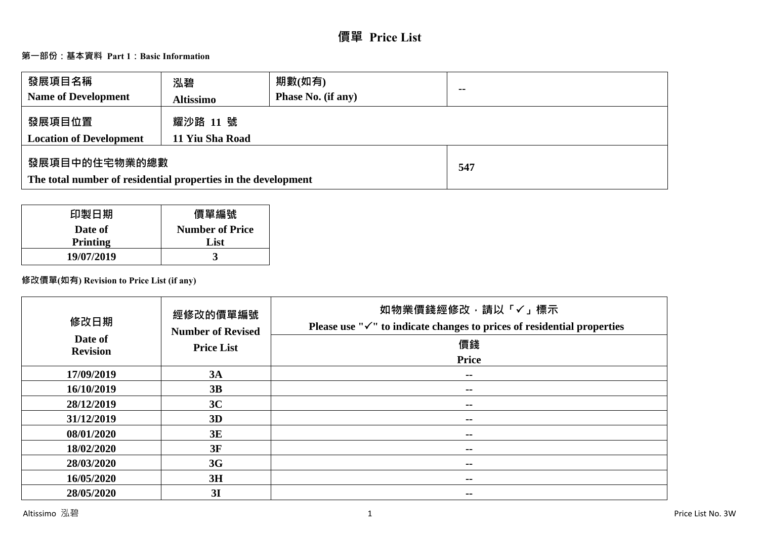# 價單 Price List

## 第一部份：基本資料 Part 1：Basic Information

| 發展項目名稱 Name of Development | 泓碧 Altissimo | 期數(如有) Phase No. (if any) | -- |
|---|---|---|---|
| 發展項目位置 Location of Development | 耀沙路 11 號 11 Yiu Sha Road | | |
| 發展項目中的住宅物業的總數 The total number of residential properties in the development | | | 547 |

| 印製日期 Date of Printing | 價單編號 Number of Price List |
|---|---|
| 19/07/2019 | 3 |

## 修改價單(如有) Revision to Price List (if any)

| 修改日期 Date of Revision | 經修改的價單編號 Number of Revised Price List | 如物業價錢經修改，請以「✓」標示 Please use "✓" to indicate changes to prices of residential properties |
|---|---|---|
| | | 價錢 Price |
| 17/09/2019 | 3A | -- |
| 16/10/2019 | 3B | -- |
| 28/12/2019 | 3C | -- |
| 31/12/2019 | 3D | -- |
| 08/01/2020 | 3E | -- |
| 18/02/2020 | 3F | -- |
| 28/03/2020 | 3G | -- |
| 16/05/2020 | 3H | -- |
| 28/05/2020 | 3I | -- |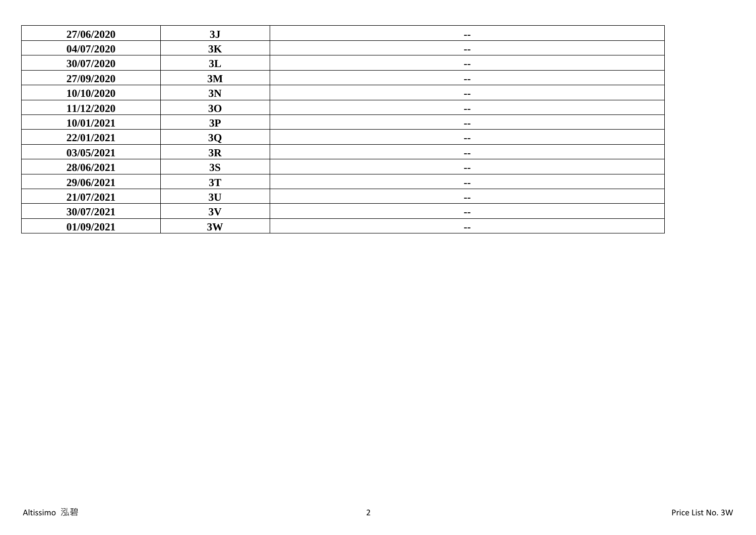| | | |
|---|---|---|
| 27/06/2020 | 3J | -- |
| 04/07/2020 | 3K | -- |
| 30/07/2020 | 3L | -- |
| 27/09/2020 | 3M | -- |
| 10/10/2020 | 3N | -- |
| 11/12/2020 | 3O | -- |
| 10/01/2021 | 3P | -- |
| 22/01/2021 | 3Q | -- |
| 03/05/2021 | 3R | -- |
| 28/06/2021 | 3S | -- |
| 29/06/2021 | 3T | -- |
| 21/07/2021 | 3U | -- |
| 30/07/2021 | 3V | -- |
| 01/09/2021 | 3W | -- |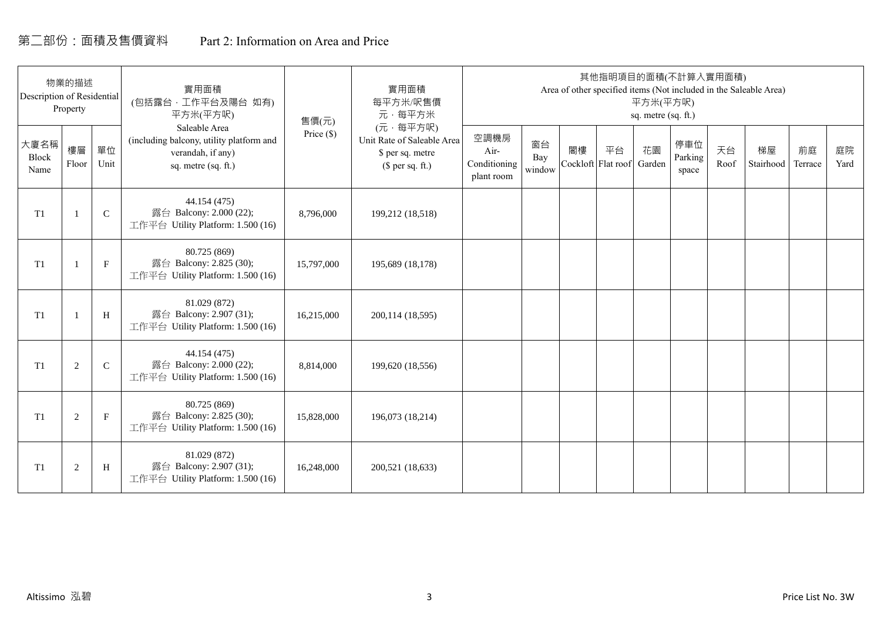# 第二部份：面積及售價資料　　Part 2: Information on Area and Price

| 物業的描述 Description of Residential Property | | | 實用面積 (包括露台，工作平台及陽台 如有) 平方米(平方呎) Saleable Area (including balcony, utility platform and verandah, if any) sq. metre (sq. ft.) | 售價(元) Price ($) | 實用面積 每平方米/呎售價 元，每平方米 (元，每平方呎) Unit Rate of Saleable Area $ per sq. metre ($ per sq. ft.) | 其他指明項目的面積(不計算入實用面積) Area of other specified items (Not included in the Saleable Area) 平方米(平方呎) sq. metre (sq. ft.) | | | | | | | | | |
|---|---|---|---|---|---|---|---|---|---|---|---|---|---|---|---|
| 大廈名稱 Block Name | 樓層 Floor | 單位 Unit | | | | 空調機房 Air-Conditioning plant room | 窗台 Bay window | 閣樓 Cockloft | 平台 Flat roof | 花園 Garden | 停車位 Parking space | 天台 Roof | 梯屋 Stairhood | 前庭 Terrace | 庭院 Yard |
| T1 | 1 | C | 44.154 (475) 露台 Balcony: 2.000 (22); 工作平台 Utility Platform: 1.500 (16) | 8,796,000 | 199,212 (18,518) | | | | | | | | | | |
| T1 | 1 | F | 80.725 (869) 露台 Balcony: 2.825 (30); 工作平台 Utility Platform: 1.500 (16) | 15,797,000 | 195,689 (18,178) | | | | | | | | | | |
| T1 | 1 | H | 81.029 (872) 露台 Balcony: 2.907 (31); 工作平台 Utility Platform: 1.500 (16) | 16,215,000 | 200,114 (18,595) | | | | | | | | | | |
| T1 | 2 | C | 44.154 (475) 露台 Balcony: 2.000 (22); 工作平台 Utility Platform: 1.500 (16) | 8,814,000 | 199,620 (18,556) | | | | | | | | | | |
| T1 | 2 | F | 80.725 (869) 露台 Balcony: 2.825 (30); 工作平台 Utility Platform: 1.500 (16) | 15,828,000 | 196,073 (18,214) | | | | | | | | | | |
| T1 | 2 | H | 81.029 (872) 露台 Balcony: 2.907 (31); 工作平台 Utility Platform: 1.500 (16) | 16,248,000 | 200,521 (18,633) | | | | | | | | | | |

Altissimo 泓碧　　Price List No. 3W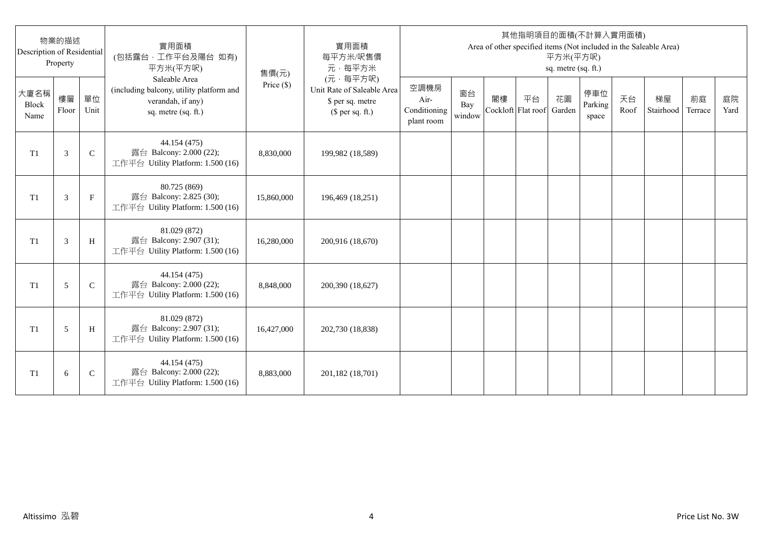| 物業的描述 Description of Residential Property | | | 實用面積 (包括露台，工作平台及陽台 如有) 平方米(平方呎) Saleable Area (including balcony, utility platform and verandah, if any) sq. metre (sq. ft.) | 售價(元) Price ($) | 實用面積 每平方米/呎售價 元，每平方米 (元，每平方呎) Unit Rate of Saleable Area $ per sq. metre ($ per sq. ft.) | 其他指明項目的面積(不計算入實用面積) Area of other specified items (Not included in the Saleable Area) 平方米(平方呎) sq. metre (sq. ft.) | | | | | | | | | |
|---|---|---|---|---|---|---|---|---|---|---|---|---|---|---|---|
| 大廈名稱 Block Name | 樓層 Floor | 單位 Unit | | | | 空調機房 Air-Conditioning plant room | 窗台 Bay window | 閣樓 Cockloft | 平台 Flat roof | 花園 Garden | 停車位 Parking space | 天台 Roof | 梯屋 Stairhood | 前庭 Terrace | 庭院 Yard |
| T1 | 3 | C | 44.154 (475) 露台 Balcony: 2.000 (22); 工作平台 Utility Platform: 1.500 (16) | 8,830,000 | 199,982 (18,589) | | | | | | | | | | |
| T1 | 3 | F | 80.725 (869) 露台 Balcony: 2.825 (30); 工作平台 Utility Platform: 1.500 (16) | 15,860,000 | 196,469 (18,251) | | | | | | | | | | |
| T1 | 3 | H | 81.029 (872) 露台 Balcony: 2.907 (31); 工作平台 Utility Platform: 1.500 (16) | 16,280,000 | 200,916 (18,670) | | | | | | | | | | |
| T1 | 5 | C | 44.154 (475) 露台 Balcony: 2.000 (22); 工作平台 Utility Platform: 1.500 (16) | 8,848,000 | 200,390 (18,627) | | | | | | | | | | |
| T1 | 5 | H | 81.029 (872) 露台 Balcony: 2.907 (31); 工作平台 Utility Platform: 1.500 (16) | 16,427,000 | 202,730 (18,838) | | | | | | | | | | |
| T1 | 6 | C | 44.154 (475) 露台 Balcony: 2.000 (22); 工作平台 Utility Platform: 1.500 (16) | 8,883,000 | 201,182 (18,701) | | | | | | | | | | |

Altissimo 泓碧 Price List No. 3W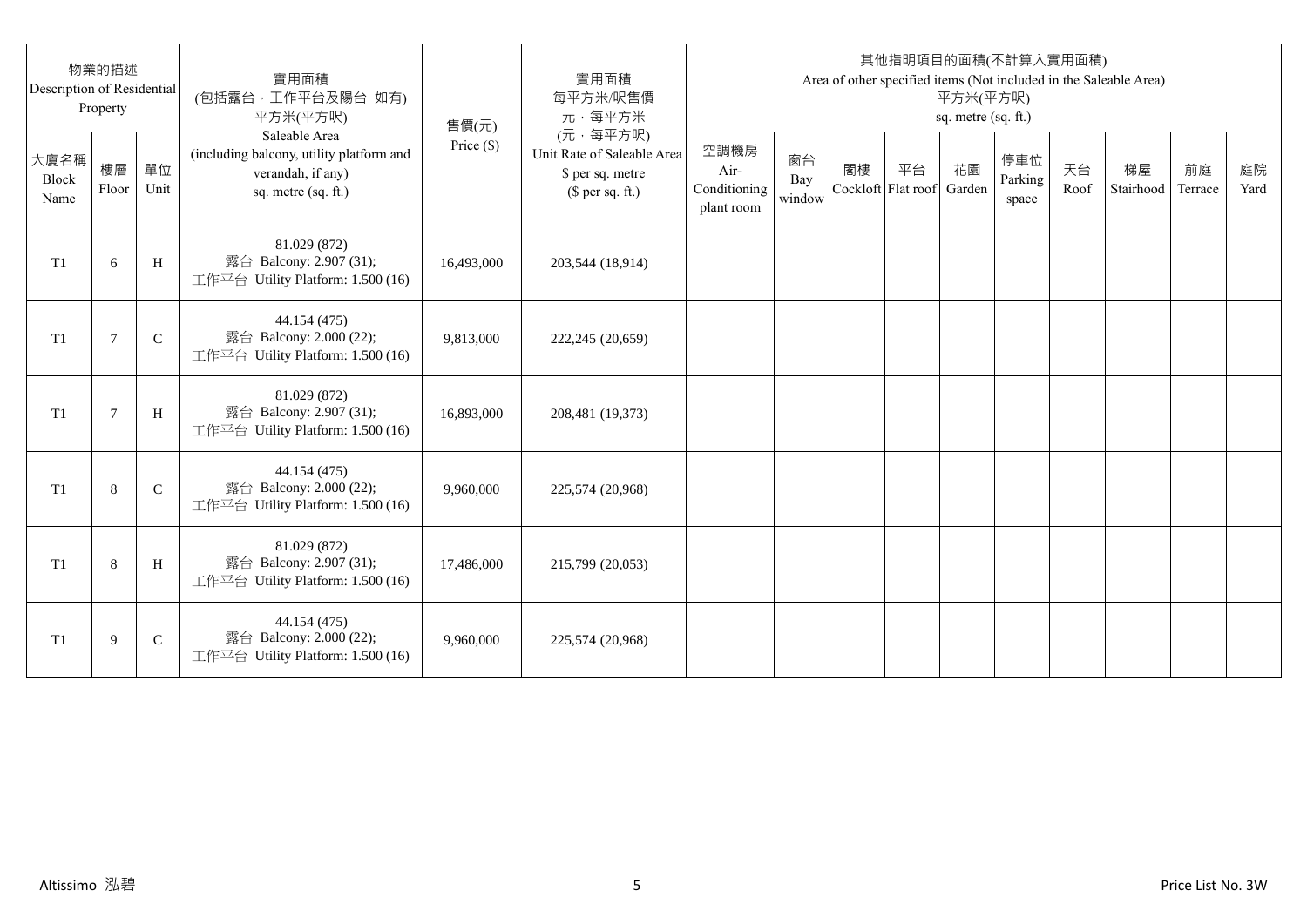| 物業的描述 Description of Residential Property | | | 實用面積 (包括露台，工作平台及陽台 如有) 平方米(平方呎) Saleable Area (including balcony, utility platform and verandah, if any) sq. metre (sq. ft.) | 售價(元) Price ($) | 實用面積 每平方米/呎售價 元，每平方米 (元，每平方呎) Unit Rate of Saleable Area $ per sq. metre ($ per sq. ft.) | 其他指明項目的面積(不計算入實用面積) Area of other specified items (Not included in the Saleable Area) 平方米(平方呎) sq. metre (sq. ft.) | | | | | | | | | |
|---|---|---|---|---|---|---|---|---|---|---|---|---|---|---|---|
| 大廈名稱 Block Name | 樓層 Floor | 單位 Unit | | | | 空調機房 Air-Conditioning plant room | 窗台 Bay window | 閣樓 Cockloft | 平台 Flat roof | 花園 Garden | 停車位 Parking space | 天台 Roof | 梯屋 Stairhood | 前庭 Terrace | 庭院 Yard |
| T1 | 6 | H | 81.029 (872) 露台 Balcony: 2.907 (31); 工作平台 Utility Platform: 1.500 (16) | 16,493,000 | 203,544 (18,914) | | | | | | | | | | |
| T1 | 7 | C | 44.154 (475) 露台 Balcony: 2.000 (22); 工作平台 Utility Platform: 1.500 (16) | 9,813,000 | 222,245 (20,659) | | | | | | | | | | |
| T1 | 7 | H | 81.029 (872) 露台 Balcony: 2.907 (31); 工作平台 Utility Platform: 1.500 (16) | 16,893,000 | 208,481 (19,373) | | | | | | | | | | |
| T1 | 8 | C | 44.154 (475) 露台 Balcony: 2.000 (22); 工作平台 Utility Platform: 1.500 (16) | 9,960,000 | 225,574 (20,968) | | | | | | | | | | |
| T1 | 8 | H | 81.029 (872) 露台 Balcony: 2.907 (31); 工作平台 Utility Platform: 1.500 (16) | 17,486,000 | 215,799 (20,053) | | | | | | | | | | |
| T1 | 9 | C | 44.154 (475) 露台 Balcony: 2.000 (22); 工作平台 Utility Platform: 1.500 (16) | 9,960,000 | 225,574 (20,968) | | | | | | | | | | |

Altissimo 泓碧

Price List No. 3W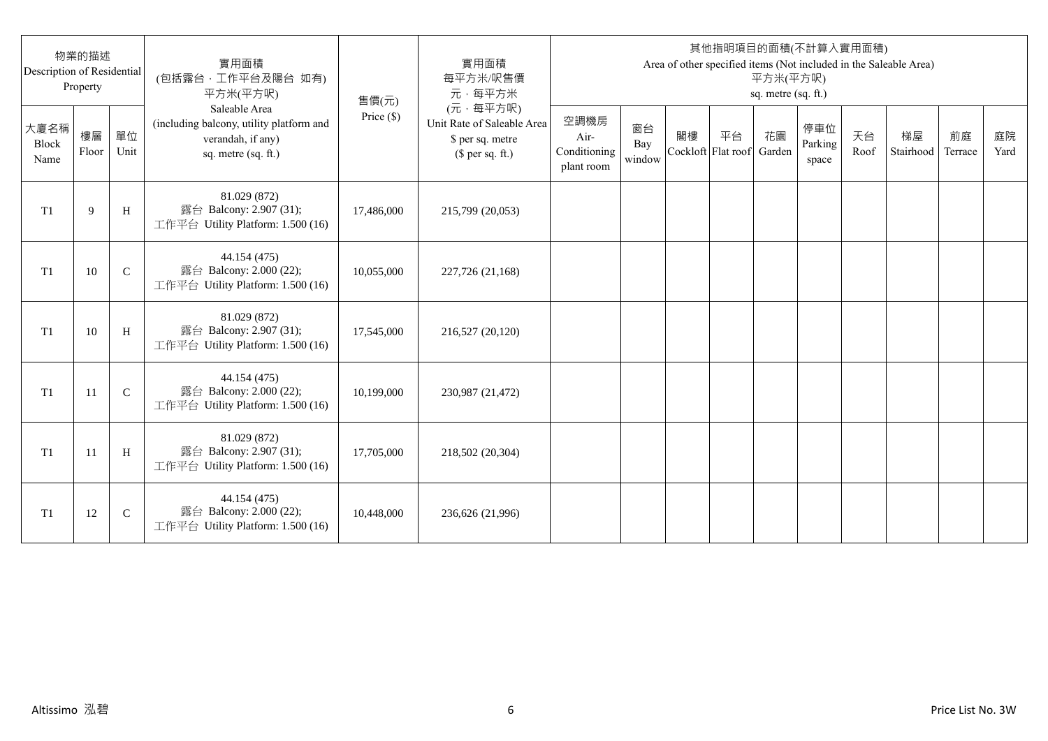| 物業的描述 Description of Residential Property | | | 實用面積 (包括露台，工作平台及陽台 如有) 平方米(平方呎) Saleable Area (including balcony, utility platform and verandah, if any) sq. metre (sq. ft.) | 售價(元) Price ($) | 實用面積 每平方米/呎售價 元，每平方米 (元，每平方呎) Unit Rate of Saleable Area $ per sq. metre ($ per sq. ft.) | 其他指明項目的面積(不計算入實用面積) Area of other specified items (Not included in the Saleable Area) 平方米(平方呎) sq. metre (sq. ft.) | | | | | | | | | |
|---|---|---|---|---|---|---|---|---|---|---|---|---|---|---|---|
| 大廈名稱 Block Name | 樓層 Floor | 單位 Unit | | | | 空調機房 Air-Conditioning plant room | 窗台 Bay window | 閣樓 Cockloft | 平台 Flat roof | 花園 Garden | 停車位 Parking space | 天台 Roof | 梯屋 Stairhood | 前庭 Terrace | 庭院 Yard |
| T1 | 9 | H | 81.029 (872) 露台 Balcony: 2.907 (31); 工作平台 Utility Platform: 1.500 (16) | 17,486,000 | 215,799 (20,053) | | | | | | | | | | |
| T1 | 10 | C | 44.154 (475) 露台 Balcony: 2.000 (22); 工作平台 Utility Platform: 1.500 (16) | 10,055,000 | 227,726 (21,168) | | | | | | | | | | |
| T1 | 10 | H | 81.029 (872) 露台 Balcony: 2.907 (31); 工作平台 Utility Platform: 1.500 (16) | 17,545,000 | 216,527 (20,120) | | | | | | | | | | |
| T1 | 11 | C | 44.154 (475) 露台 Balcony: 2.000 (22); 工作平台 Utility Platform: 1.500 (16) | 10,199,000 | 230,987 (21,472) | | | | | | | | | | |
| T1 | 11 | H | 81.029 (872) 露台 Balcony: 2.907 (31); 工作平台 Utility Platform: 1.500 (16) | 17,705,000 | 218,502 (20,304) | | | | | | | | | | |
| T1 | 12 | C | 44.154 (475) 露台 Balcony: 2.000 (22); 工作平台 Utility Platform: 1.500 (16) | 10,448,000 | 236,626 (21,996) | | | | | | | | | | |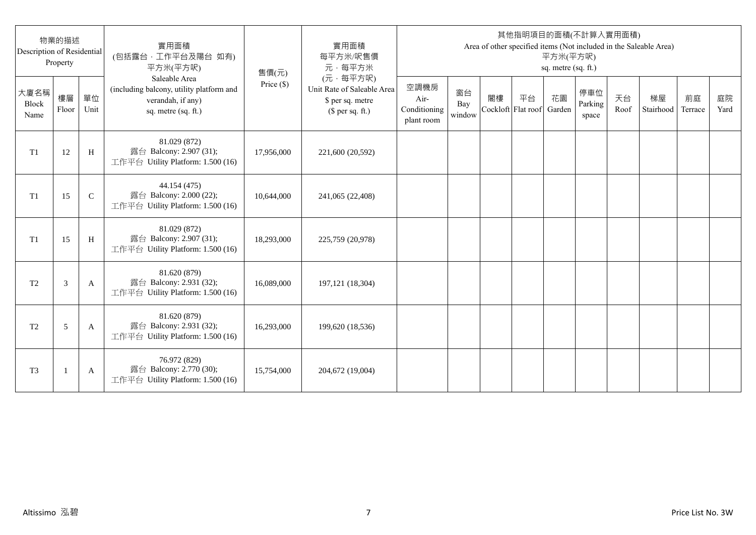| 物業的描述 Description of Residential Property | | | 實用面積 (包括露台．工作平台及陽台 如有) 平方米(平方呎) Saleable Area (including balcony, utility platform and verandah, if any) sq. metre (sq. ft.) | 售價(元) Price ($) | 實用面積 每平方米/呎售價 元．每平方米 (元．每平方呎) Unit Rate of Saleable Area $ per sq. metre ($ per sq. ft.) | 其他指明項目的面積(不計算入實用面積) Area of other specified items (Not included in the Saleable Area) 平方米(平方呎) sq. metre (sq. ft.) | | | | | | | | | |
|---|---|---|---|---|---|---|---|---|---|---|---|---|---|---|---|
| 大廈名稱 Block Name | 樓層 Floor | 單位 Unit | | | | 空調機房 Air-Conditioning plant room | 窗台 Bay window | 閣樓 Cockloft | 平台 Flat roof | 花園 Garden | 停車位 Parking space | 天台 Roof | 梯屋 Stairhood | 前庭 Terrace | 庭院 Yard |
| T1 | 12 | H | 81.029 (872) 露台 Balcony: 2.907 (31); 工作平台 Utility Platform: 1.500 (16) | 17,956,000 | 221,600 (20,592) | | | | | | | | | | |
| T1 | 15 | C | 44.154 (475) 露台 Balcony: 2.000 (22); 工作平台 Utility Platform: 1.500 (16) | 10,644,000 | 241,065 (22,408) | | | | | | | | | | |
| T1 | 15 | H | 81.029 (872) 露台 Balcony: 2.907 (31); 工作平台 Utility Platform: 1.500 (16) | 18,293,000 | 225,759 (20,978) | | | | | | | | | | |
| T2 | 3 | A | 81.620 (879) 露台 Balcony: 2.931 (32); 工作平台 Utility Platform: 1.500 (16) | 16,089,000 | 197,121 (18,304) | | | | | | | | | | |
| T2 | 5 | A | 81.620 (879) 露台 Balcony: 2.931 (32); 工作平台 Utility Platform: 1.500 (16) | 16,293,000 | 199,620 (18,536) | | | | | | | | | | |
| T3 | 1 | A | 76.972 (829) 露台 Balcony: 2.770 (30); 工作平台 Utility Platform: 1.500 (16) | 15,754,000 | 204,672 (19,004) | | | | | | | | | | |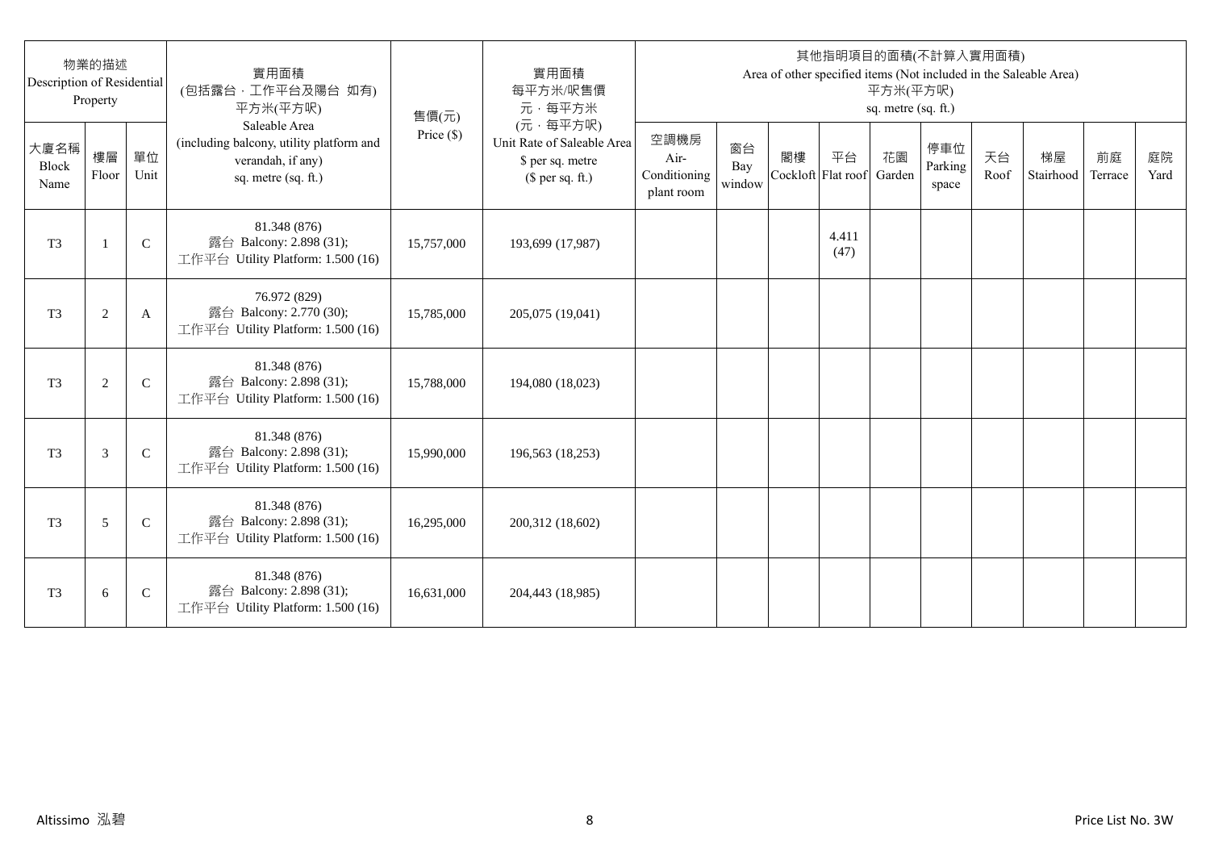| 物業的描述 Description of Residential Property | | | 實用面積 (包括露台．工作平台及陽台 如有) 平方米(平方呎) Saleable Area (including balcony, utility platform and verandah, if any) sq. metre (sq. ft.) | 售價(元) Price ($) | 實用面積 每平方米/呎售價 元．每平方米 (元．每平方呎) Unit Rate of Saleable Area $ per sq. metre ($ per sq. ft.) | 其他指明項目的面積(不計算入實用面積) Area of other specified items (Not included in the Saleable Area) 平方米(平方呎) sq. metre (sq. ft.) | | | | | | | | | |
|---|---|---|---|---|---|---|---|---|---|---|---|---|---|---|---|
| 大廈名稱 Block Name | 樓層 Floor | 單位 Unit | | | | 空調機房 Air-Conditioning plant room | 窗台 Bay window | 閣樓 Cockloft | 平台 Flat roof | 花園 Garden | 停車位 Parking space | 天台 Roof | 梯屋 Stairhood | 前庭 Terrace | 庭院 Yard |
| T3 | 1 | C | 81.348 (876) 露台 Balcony: 2.898 (31); 工作平台 Utility Platform: 1.500 (16) | 15,757,000 | 193,699 (17,987) | | | | 4.411 (47) | | | | | | |
| T3 | 2 | A | 76.972 (829) 露台 Balcony: 2.770 (30); 工作平台 Utility Platform: 1.500 (16) | 15,785,000 | 205,075 (19,041) | | | | | | | | | | |
| T3 | 2 | C | 81.348 (876) 露台 Balcony: 2.898 (31); 工作平台 Utility Platform: 1.500 (16) | 15,788,000 | 194,080 (18,023) | | | | | | | | | | |
| T3 | 3 | C | 81.348 (876) 露台 Balcony: 2.898 (31); 工作平台 Utility Platform: 1.500 (16) | 15,990,000 | 196,563 (18,253) | | | | | | | | | | |
| T3 | 5 | C | 81.348 (876) 露台 Balcony: 2.898 (31); 工作平台 Utility Platform: 1.500 (16) | 16,295,000 | 200,312 (18,602) | | | | | | | | | | |
| T3 | 6 | C | 81.348 (876) 露台 Balcony: 2.898 (31); 工作平台 Utility Platform: 1.500 (16) | 16,631,000 | 204,443 (18,985) | | | | | | | | | | |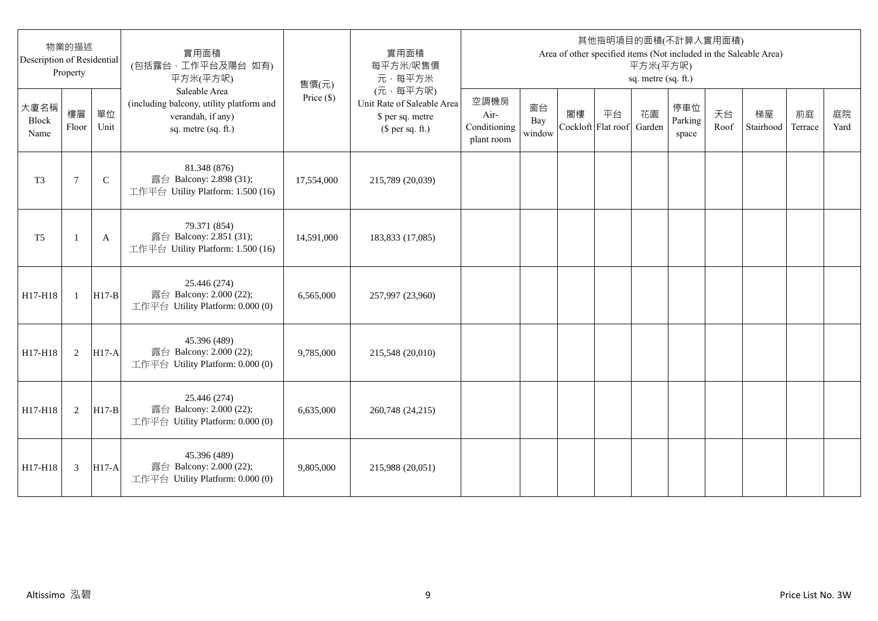| 物業的描述 Description of Residential Property | | | 實用面積 (包括露台，工作平台及陽台 如有) 平方米(平方呎) Saleable Area (including balcony, utility platform and verandah, if any) sq. metre (sq. ft.) | 售價(元) Price ($) | 實用面積 每平方米/呎售價 元，每平方米 (元，每平方呎) Unit Rate of Saleable Area $ per sq. metre ($ per sq. ft.) | 其他指明項目的面積(不計算入實用面積) Area of other specified items (Not included in the Saleable Area) 平方米(平方呎) sq. metre (sq. ft.) | | | | | | | | | |
|---|---|---|---|---|---|---|---|---|---|---|---|---|---|---|---|
| 大廈名稱 Block Name | 樓層 Floor | 單位 Unit | | | | 空調機房 Air-Conditioning plant room | 窗台 Bay window | 閣樓 Cockloft | 平台 Flat roof | 花園 Garden | 停車位 Parking space | 天台 Roof | 梯屋 Stairhood | 前庭 Terrace | 庭院 Yard |
| T3 | 7 | C | 81.348 (876) 露台 Balcony: 2.898 (31); 工作平台 Utility Platform: 1.500 (16) | 17,554,000 | 215,789 (20,039) | | | | | | | | | | |
| T5 | 1 | A | 79.371 (854) 露台 Balcony: 2.851 (31); 工作平台 Utility Platform: 1.500 (16) | 14,591,000 | 183,833 (17,085) | | | | | | | | | | |
| H17-H18 | 1 | H17-B | 25.446 (274) 露台 Balcony: 2.000 (22); 工作平台 Utility Platform: 0.000 (0) | 6,565,000 | 257,997 (23,960) | | | | | | | | | | |
| H17-H18 | 2 | H17-A | 45.396 (489) 露台 Balcony: 2.000 (22); 工作平台 Utility Platform: 0.000 (0) | 9,785,000 | 215,548 (20,010) | | | | | | | | | | |
| H17-H18 | 2 | H17-B | 25.446 (274) 露台 Balcony: 2.000 (22); 工作平台 Utility Platform: 0.000 (0) | 6,635,000 | 260,748 (24,215) | | | | | | | | | | |
| H17-H18 | 3 | H17-A | 45.396 (489) 露台 Balcony: 2.000 (22); 工作平台 Utility Platform: 0.000 (0) | 9,805,000 | 215,988 (20,051) | | | | | | | | | | |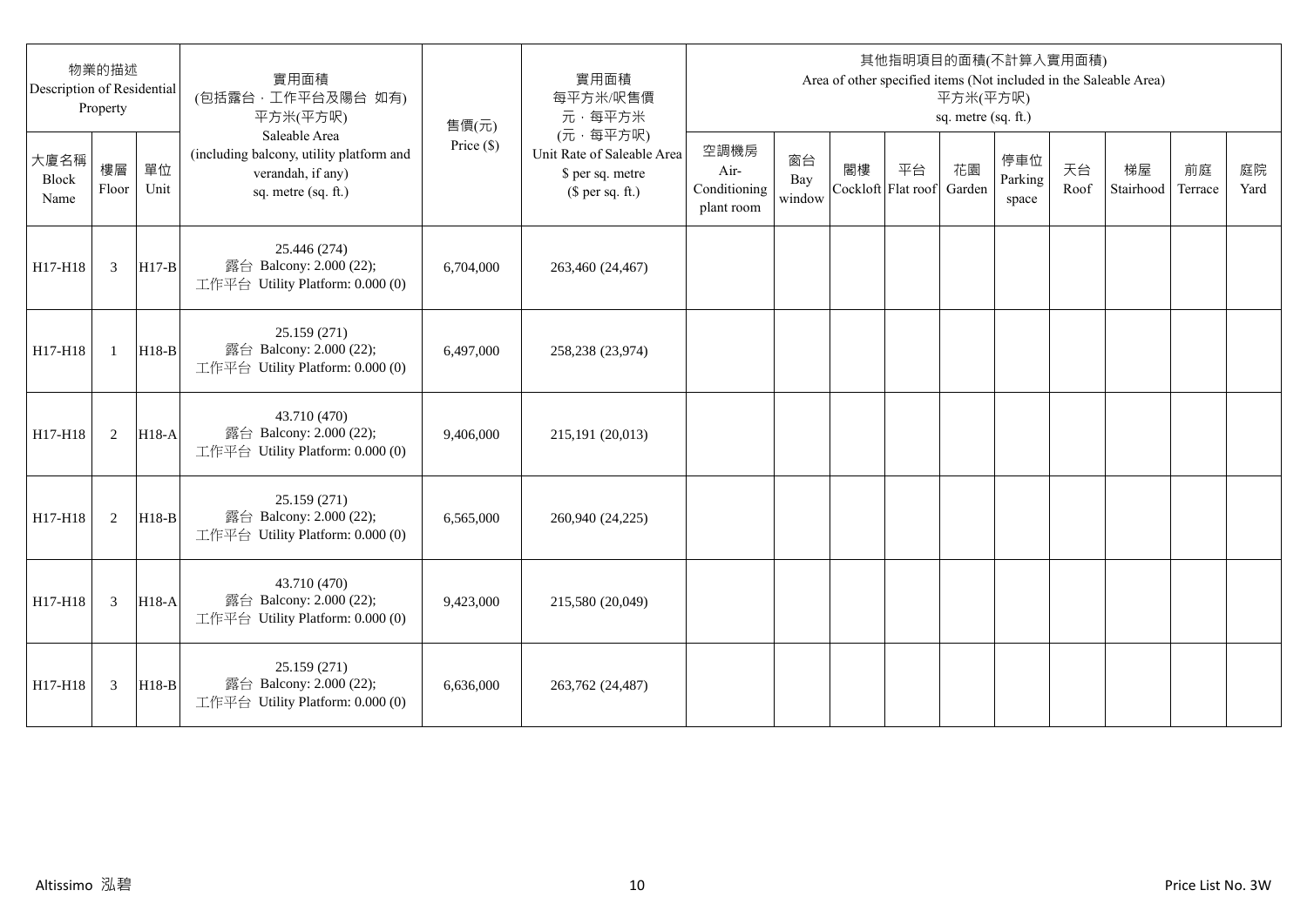| 物業的描述 Description of Residential Property | | | 實用面積 (包括露台，工作平台及陽台 如有) 平方米(平方呎) Saleable Area (including balcony, utility platform and verandah, if any) sq. metre (sq. ft.) | 售價(元) Price ($) | 實用面積 每平方米/呎售價 元，每平方米 (元，每平方呎) Unit Rate of Saleable Area $ per sq. metre ($ per sq. ft.) | 其他指明項目的面積(不計算入實用面積) Area of other specified items (Not included in the Saleable Area) 平方米(平方呎) sq. metre (sq. ft.) | | | | | | | | | |
|---|---|---|---|---|---|---|---|---|---|---|---|---|---|---|---|
| 大廈名稱 Block Name | 樓層 Floor | 單位 Unit | | | | 空調機房 Air-Conditioning plant room | 窗台 Bay window | 閣樓 Cockloft | 平台 Flat roof | 花園 Garden | 停車位 Parking space | 天台 Roof | 梯屋 Stairhood | 前庭 Terrace | 庭院 Yard |
| H17-H18 | 3 | H17-B | 25.446 (274) 露台 Balcony: 2.000 (22); 工作平台 Utility Platform: 0.000 (0) | 6,704,000 | 263,460 (24,467) | | | | | | | | | | |
| H17-H18 | 1 | H18-B | 25.159 (271) 露台 Balcony: 2.000 (22); 工作平台 Utility Platform: 0.000 (0) | 6,497,000 | 258,238 (23,974) | | | | | | | | | | |
| H17-H18 | 2 | H18-A | 43.710 (470) 露台 Balcony: 2.000 (22); 工作平台 Utility Platform: 0.000 (0) | 9,406,000 | 215,191 (20,013) | | | | | | | | | | |
| H17-H18 | 2 | H18-B | 25.159 (271) 露台 Balcony: 2.000 (22); 工作平台 Utility Platform: 0.000 (0) | 6,565,000 | 260,940 (24,225) | | | | | | | | | | |
| H17-H18 | 3 | H18-A | 43.710 (470) 露台 Balcony: 2.000 (22); 工作平台 Utility Platform: 0.000 (0) | 9,423,000 | 215,580 (20,049) | | | | | | | | | | |
| H17-H18 | 3 | H18-B | 25.159 (271) 露台 Balcony: 2.000 (22); 工作平台 Utility Platform: 0.000 (0) | 6,636,000 | 263,762 (24,487) | | | | | | | | | | |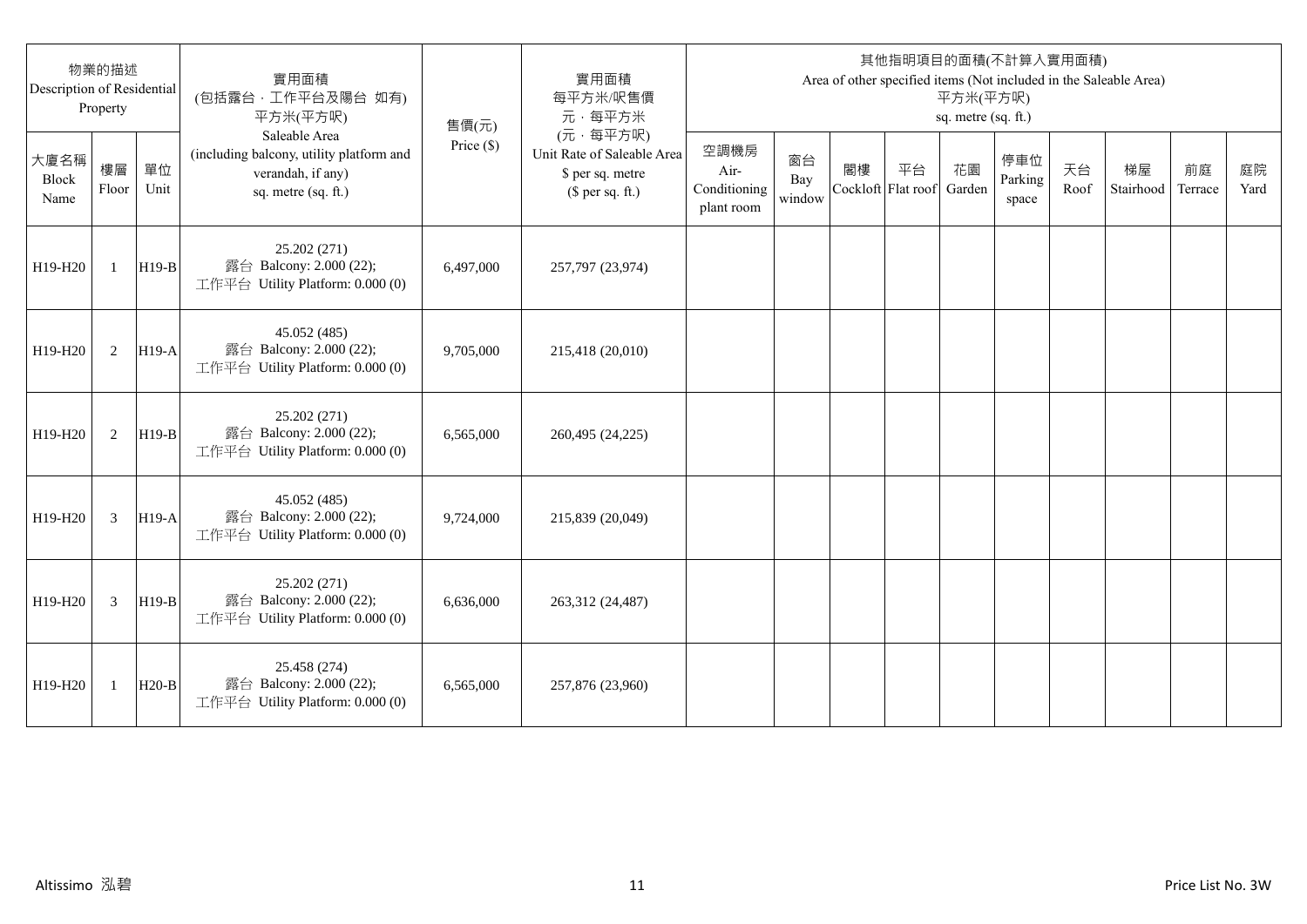| 物業的描述 Description of Residential Property | | | 實用面積 (包括露台，工作平台及陽台 如有) 平方米(平方呎) Saleable Area (including balcony, utility platform and verandah, if any) sq. metre (sq. ft.) | 售價(元) Price ($) | 實用面積 每平方米/呎售價 元，每平方米 (元，每平方呎) Unit Rate of Saleable Area $ per sq. metre ($ per sq. ft.) | 其他指明項目的面積(不計算入實用面積) Area of other specified items (Not included in the Saleable Area) 平方米(平方呎) sq. metre (sq. ft.) | | | | | | | | | |
|---|---|---|---|---|---|---|---|---|---|---|---|---|---|---|---|
| 大廈名稱 Block Name | 樓層 Floor | 單位 Unit | | | | 空調機房 Air-Conditioning plant room | 窗台 Bay window | 閣樓 Cockloft | 平台 Flat roof | 花園 Garden | 停車位 Parking space | 天台 Roof | 梯屋 Stairhood | 前庭 Terrace | 庭院 Yard |
| H19-H20 | 1 | H19-B | 25.202 (271) 露台 Balcony: 2.000 (22); 工作平台 Utility Platform: 0.000 (0) | 6,497,000 | 257,797 (23,974) | | | | | | | | | | |
| H19-H20 | 2 | H19-A | 45.052 (485) 露台 Balcony: 2.000 (22); 工作平台 Utility Platform: 0.000 (0) | 9,705,000 | 215,418 (20,010) | | | | | | | | | | |
| H19-H20 | 2 | H19-B | 25.202 (271) 露台 Balcony: 2.000 (22); 工作平台 Utility Platform: 0.000 (0) | 6,565,000 | 260,495 (24,225) | | | | | | | | | | |
| H19-H20 | 3 | H19-A | 45.052 (485) 露台 Balcony: 2.000 (22); 工作平台 Utility Platform: 0.000 (0) | 9,724,000 | 215,839 (20,049) | | | | | | | | | | |
| H19-H20 | 3 | H19-B | 25.202 (271) 露台 Balcony: 2.000 (22); 工作平台 Utility Platform: 0.000 (0) | 6,636,000 | 263,312 (24,487) | | | | | | | | | | |
| H19-H20 | 1 | H20-B | 25.458 (274) 露台 Balcony: 2.000 (22); 工作平台 Utility Platform: 0.000 (0) | 6,565,000 | 257,876 (23,960) | | | | | | | | | | |

Altissimo 泓碧

Price List No. 3W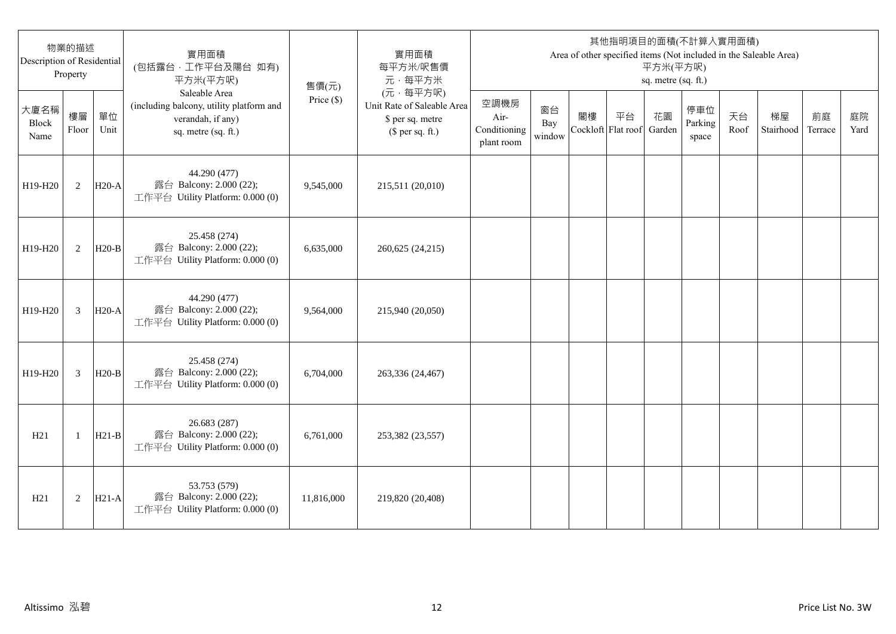| 物業的描述 Description of Residential Property | | | 實用面積 (包括露台，工作平台及陽台 如有) 平方米(平方呎) Saleable Area (including balcony, utility platform and verandah, if any) sq. metre (sq. ft.) | 售價(元) Price ($) | 實用面積 每平方米/呎售價 元，每平方米 (元，每平方呎) Unit Rate of Saleable Area $ per sq. metre ($ per sq. ft.) | 其他指明項目的面積(不計算入實用面積) Area of other specified items (Not included in the Saleable Area) 平方米(平方呎) sq. metre (sq. ft.) | | | | | | | | | |
|---|---|---|---|---|---|---|---|---|---|---|---|---|---|---|---|
| 大廈名稱 Block Name | 樓層 Floor | 單位 Unit | | | | 空調機房 Air-Conditioning plant room | 窗台 Bay window | 閣樓 Cockloft | 平台 Flat roof | 花園 Garden | 停車位 Parking space | 天台 Roof | 梯屋 Stairhood | 前庭 Terrace | 庭院 Yard |
| H19-H20 | 2 | H20-A | 44.290 (477) 露台 Balcony: 2.000 (22); 工作平台 Utility Platform: 0.000 (0) | 9,545,000 | 215,511 (20,010) | | | | | | | | | | |
| H19-H20 | 2 | H20-B | 25.458 (274) 露台 Balcony: 2.000 (22); 工作平台 Utility Platform: 0.000 (0) | 6,635,000 | 260,625 (24,215) | | | | | | | | | | |
| H19-H20 | 3 | H20-A | 44.290 (477) 露台 Balcony: 2.000 (22); 工作平台 Utility Platform: 0.000 (0) | 9,564,000 | 215,940 (20,050) | | | | | | | | | | |
| H19-H20 | 3 | H20-B | 25.458 (274) 露台 Balcony: 2.000 (22); 工作平台 Utility Platform: 0.000 (0) | 6,704,000 | 263,336 (24,467) | | | | | | | | | | |
| H21 | 1 | H21-B | 26.683 (287) 露台 Balcony: 2.000 (22); 工作平台 Utility Platform: 0.000 (0) | 6,761,000 | 253,382 (23,557) | | | | | | | | | | |
| H21 | 2 | H21-A | 53.753 (579) 露台 Balcony: 2.000 (22); 工作平台 Utility Platform: 0.000 (0) | 11,816,000 | 219,820 (20,408) | | | | | | | | | | |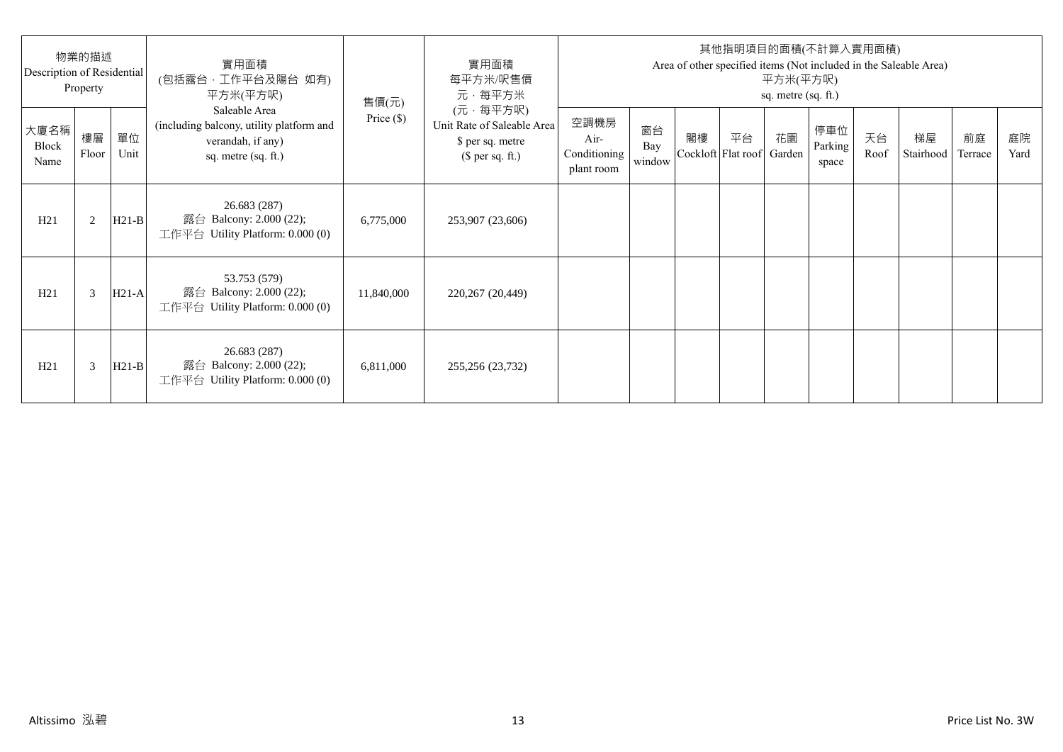| 物業的描述 Description of Residential Property | | | 實用面積 (包括露台，工作平台及陽台 如有) 平方米(平方呎) Saleable Area (including balcony, utility platform and verandah, if any) sq. metre (sq. ft.) | 售價(元) Price ($) | 實用面積 每平方米/呎售價 元，每平方米 (元，每平方呎) Unit Rate of Saleable Area $ per sq. metre ($ per sq. ft.) | 其他指明項目的面積(不計算入實用面積) Area of other specified items (Not included in the Saleable Area) 平方米(平方呎) sq. metre (sq. ft.) | | | | | | | | | |
|---|---|---|---|---|---|---|---|---|---|---|---|---|---|---|---|
| 大廈名稱 Block Name | 樓層 Floor | 單位 Unit | | | | 空調機房 Air-Conditioning plant room | 窗台 Bay window | 閣樓 Cockloft | 平台 Flat roof | 花園 Garden | 停車位 Parking space | 天台 Roof | 梯屋 Stairhood | 前庭 Terrace | 庭院 Yard |
| H21 | 2 | H21-B | 26.683 (287) 露台 Balcony: 2.000 (22); 工作平台 Utility Platform: 0.000 (0) | 6,775,000 | 253,907 (23,606) | | | | | | | | | | |
| H21 | 3 | H21-A | 53.753 (579) 露台 Balcony: 2.000 (22); 工作平台 Utility Platform: 0.000 (0) | 11,840,000 | 220,267 (20,449) | | | | | | | | | | |
| H21 | 3 | H21-B | 26.683 (287) 露台 Balcony: 2.000 (22); 工作平台 Utility Platform: 0.000 (0) | 6,811,000 | 255,256 (23,732) | | | | | | | | | | |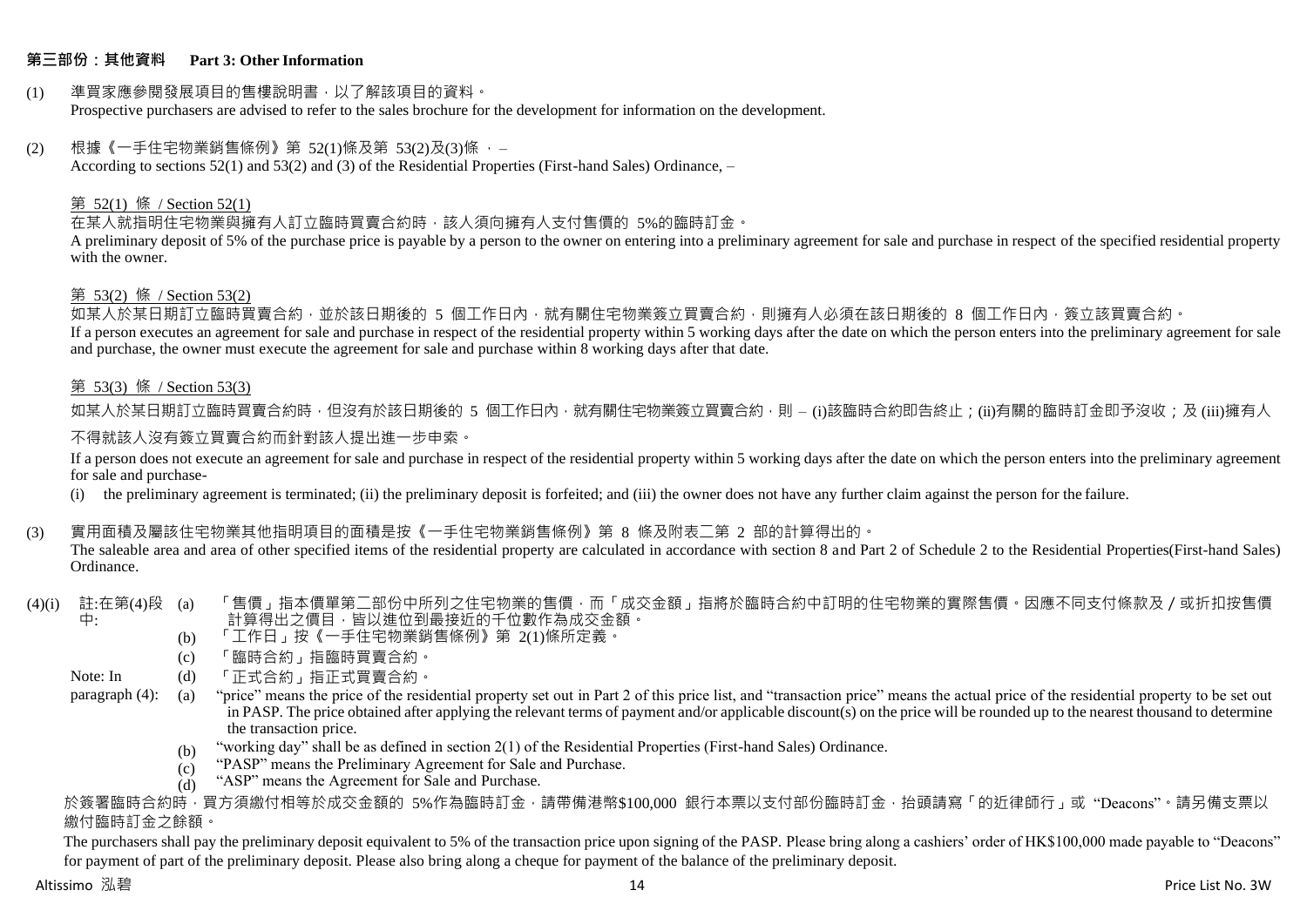## 第三部份：其他資料 Part 3: Other Information

(1) 準買家應參閱發展項目的售樓說明書，以了解該項目的資料。
Prospective purchasers are advised to refer to the sales brochure for the development for information on the development.

(2) 根據《一手住宅物業銷售條例》第 52(1)條及第 53(2)及(3)條 ， –
According to sections 52(1) and 53(2) and (3) of the Residential Properties (First-hand Sales) Ordinance, –

第 52(1) 條 / Section 52(1)

在某人就指明住宅物業與擁有人訂立臨時買賣合約時，該人須向擁有人支付售價的 5%的臨時訂金。
A preliminary deposit of 5% of the purchase price is payable by a person to the owner on entering into a preliminary agreement for sale and purchase in respect of the specified residential property with the owner.

第 53(2) 條 / Section 53(2)

如某人於某日期訂立臨時買賣合約，並於該日期後的 5 個工作日內，就有關住宅物業簽立買賣合約，則擁有人必須在該日期後的 8 個工作日內，簽立該買賣合約。
If a person executes an agreement for sale and purchase in respect of the residential property within 5 working days after the date on which the person enters into the preliminary agreement for sale and purchase, the owner must execute the agreement for sale and purchase within 8 working days after that date.

第 53(3) 條 / Section 53(3)

如某人於某日期訂立臨時買賣合約時，但沒有於該日期後的 5 個工作日內，就有關住宅物業簽立買賣合約，則 – (i)該臨時合約即告終止；(ii)有關的臨時訂金即予沒收；及 (iii)擁有人不得就該人沒有簽立買賣合約而針對該人提出進一步申索。

If a person does not execute an agreement for sale and purchase in respect of the residential property within 5 working days after the date on which the person enters into the preliminary agreement for sale and purchase-

(i) the preliminary agreement is terminated; (ii) the preliminary deposit is forfeited; and (iii) the owner does not have any further claim against the person for the failure.

(3) 實用面積及屬該住宅物業其他指明項目的面積是按《一手住宅物業銷售條例》第 8 條及附表二第 2 部的計算得出的。
The saleable area and area of other specified items of the residential property are calculated in accordance with section 8 and Part 2 of Schedule 2 to the Residential Properties(First-hand Sales) Ordinance.

(4)(i) 註:在第(4)段中:
(a) 「售價」指本價單第二部份中所列之住宅物業的售價，而「成交金額」指將於臨時合約中訂明的住宅物業的實際售價。因應不同支付條款及／或折扣按售價計算得出之價目，皆以進位到最接近的千位數作為成交金額。
(b) 「工作日」按《一手住宅物業銷售條例》第 2(1)條所定義。
(c) 「臨時合約」指臨時買賣合約。
(d) 「正式合約」指正式買賣合約。

Note: In paragraph (4):
(a) "price" means the price of the residential property set out in Part 2 of this price list, and "transaction price" means the actual price of the residential property to be set out in PASP. The price obtained after applying the relevant terms of payment and/or applicable discount(s) on the price will be rounded up to the nearest thousand to determine the transaction price.
(b) "working day" shall be as defined in section 2(1) of the Residential Properties (First-hand Sales) Ordinance.
(c) "PASP" means the Preliminary Agreement for Sale and Purchase.
(d) "ASP" means the Agreement for Sale and Purchase.

於簽署臨時合約時，買方須繳付相等於成交金額的 5%作為臨時訂金，請帶備港幣$100,000 銀行本票以支付部份臨時訂金，抬頭請寫「的近律師行」或 "Deacons"。請另備支票以繳付臨時訂金之餘額。

The purchasers shall pay the preliminary deposit equivalent to 5% of the transaction price upon signing of the PASP. Please bring along a cashiers' order of HK$100,000 made payable to "Deacons" for payment of part of the preliminary deposit. Please also bring along a cheque for payment of the balance of the preliminary deposit.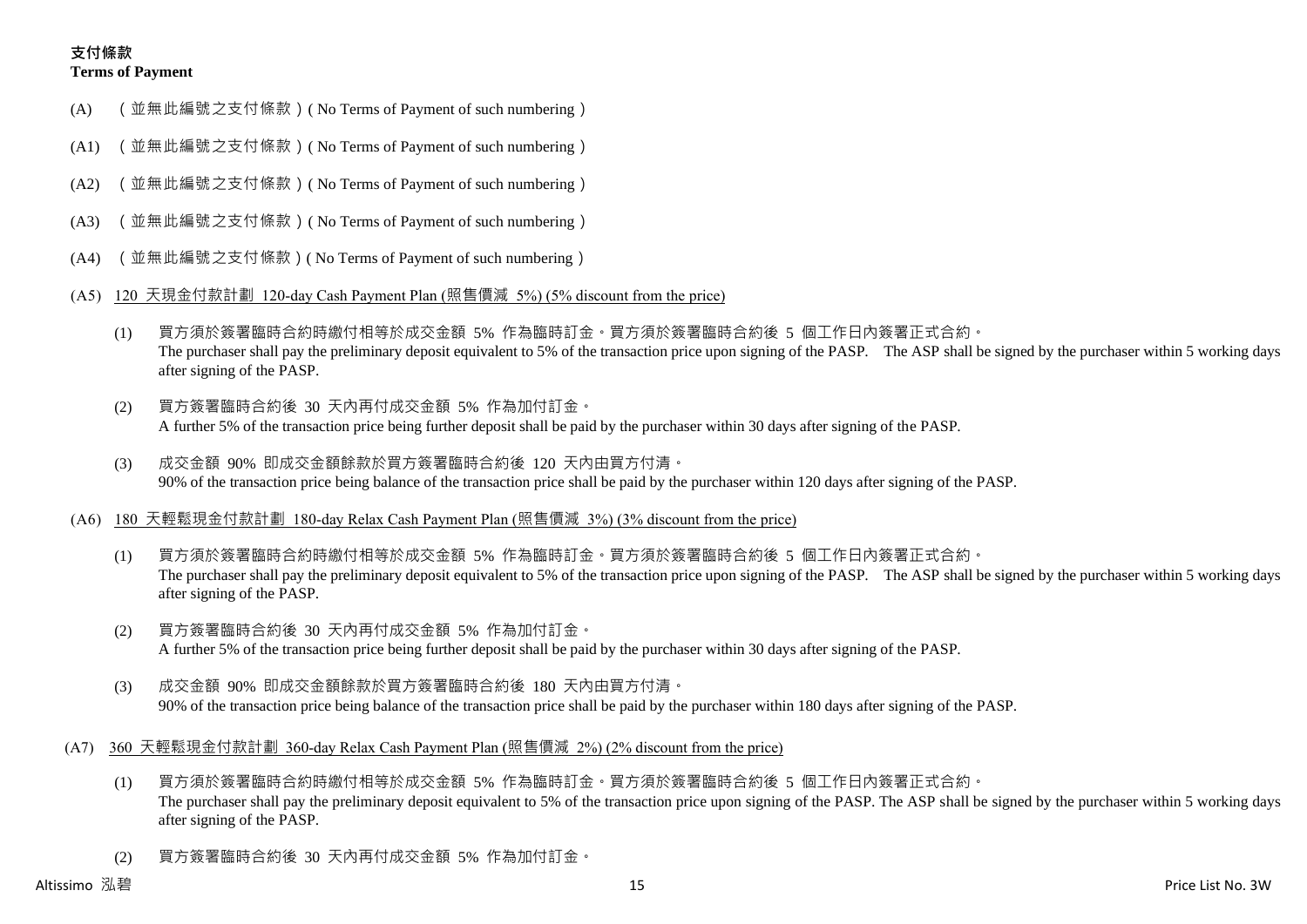## 支付條款
**Terms of Payment**

(A) （並無此編號之支付條款）( No Terms of Payment of such numbering）

(A1) （並無此編號之支付條款）( No Terms of Payment of such numbering）

(A2) （並無此編號之支付條款）( No Terms of Payment of such numbering）

(A3) （並無此編號之支付條款）( No Terms of Payment of such numbering）

(A4) （並無此編號之支付條款）( No Terms of Payment of such numbering）

(A5) 120 天現金付款計劃 120-day Cash Payment Plan (照售價減 5%) (5% discount from the price)

(1) 買方須於簽署臨時合約時繳付相等於成交金額 5% 作為臨時訂金。買方須於簽署臨時合約後 5 個工作日內簽署正式合約。
The purchaser shall pay the preliminary deposit equivalent to 5% of the transaction price upon signing of the PASP. The ASP shall be signed by the purchaser within 5 working days after signing of the PASP.

(2) 買方簽署臨時合約後 30 天內再付成交金額 5% 作為加付訂金。
A further 5% of the transaction price being further deposit shall be paid by the purchaser within 30 days after signing of the PASP.

(3) 成交金額 90% 即成交金額餘款於買方簽署臨時合約後 120 天內由買方付清。
90% of the transaction price being balance of the transaction price shall be paid by the purchaser within 120 days after signing of the PASP.

(A6) 180 天輕鬆現金付款計劃 180-day Relax Cash Payment Plan (照售價減 3%) (3% discount from the price)

(1) 買方須於簽署臨時合約時繳付相等於成交金額 5% 作為臨時訂金。買方須於簽署臨時合約後 5 個工作日內簽署正式合約。
The purchaser shall pay the preliminary deposit equivalent to 5% of the transaction price upon signing of the PASP. The ASP shall be signed by the purchaser within 5 working days after signing of the PASP.

(2) 買方簽署臨時合約後 30 天內再付成交金額 5% 作為加付訂金。
A further 5% of the transaction price being further deposit shall be paid by the purchaser within 30 days after signing of the PASP.

(3) 成交金額 90% 即成交金額餘款於買方簽署臨時合約後 180 天內由買方付清。
90% of the transaction price being balance of the transaction price shall be paid by the purchaser within 180 days after signing of the PASP.

(A7) 360 天輕鬆現金付款計劃 360-day Relax Cash Payment Plan (照售價減 2%) (2% discount from the price)

(1) 買方須於簽署臨時合約時繳付相等於成交金額 5% 作為臨時訂金。買方須於簽署臨時合約後 5 個工作日內簽署正式合約。
The purchaser shall pay the preliminary deposit equivalent to 5% of the transaction price upon signing of the PASP. The ASP shall be signed by the purchaser within 5 working days after signing of the PASP.

(2) 買方簽署臨時合約後 30 天內再付成交金額 5% 作為加付訂金。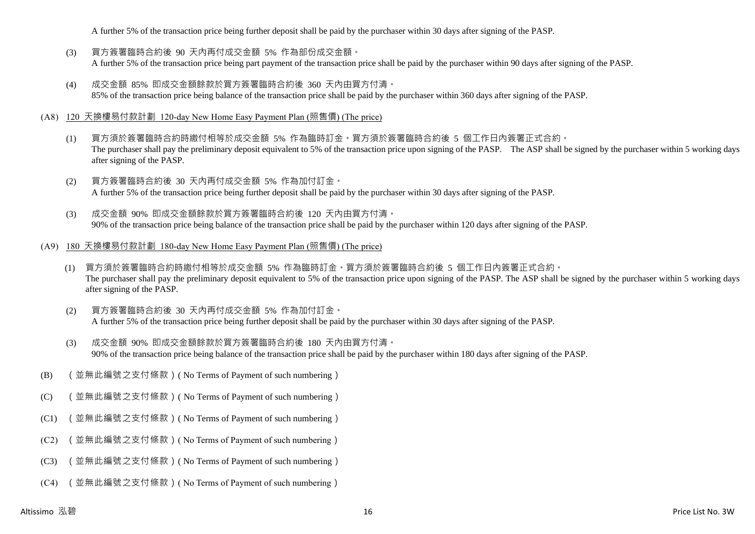A further 5% of the transaction price being further deposit shall be paid by the purchaser within 30 days after signing of the PASP.

(3) 買方簽署臨時合約後 90 天內再付成交金額 5% 作為部份成交金額。
A further 5% of the transaction price being part payment of the transaction price shall be paid by the purchaser within 90 days after signing of the PASP.

(4) 成交金額 85% 即成交金額餘款於買方簽署臨時合約後 360 天內由買方付清。
85% of the transaction price being balance of the transaction price shall be paid by the purchaser within 360 days after signing of the PASP.

(A8) 120 天換樓易付款計劃 120-day New Home Easy Payment Plan (照售價) (The price)

(1) 買方須於簽署臨時合約時繳付相等於成交金額 5% 作為臨時訂金。買方須於簽署臨時合約後 5 個工作日內簽署正式合約。
The purchaser shall pay the preliminary deposit equivalent to 5% of the transaction price upon signing of the PASP. The ASP shall be signed by the purchaser within 5 working days after signing of the PASP.

(2) 買方簽署臨時合約後 30 天內再付成交金額 5% 作為加付訂金。
A further 5% of the transaction price being further deposit shall be paid by the purchaser within 30 days after signing of the PASP.

(3) 成交金額 90% 即成交金額餘款於買方簽署臨時合約後 120 天內由買方付清。
90% of the transaction price being balance of the transaction price shall be paid by the purchaser within 120 days after signing of the PASP.

(A9) 180 天換樓易付款計劃 180-day New Home Easy Payment Plan (照售價) (The price)

(1) 買方須於簽署臨時合約時繳付相等於成交金額 5% 作為臨時訂金。買方須於簽署臨時合約後 5 個工作日內簽署正式合約。
The purchaser shall pay the preliminary deposit equivalent to 5% of the transaction price upon signing of the PASP. The ASP shall be signed by the purchaser within 5 working days after signing of the PASP.

(2) 買方簽署臨時合約後 30 天內再付成交金額 5% 作為加付訂金。
A further 5% of the transaction price being further deposit shall be paid by the purchaser within 30 days after signing of the PASP.

(3) 成交金額 90% 即成交金額餘款於買方簽署臨時合約後 180 天內由買方付清。
90% of the transaction price being balance of the transaction price shall be paid by the purchaser within 180 days after signing of the PASP.

(B) （並無此編號之支付條款）( No Terms of Payment of such numbering）

(C) （並無此編號之支付條款）( No Terms of Payment of such numbering）

(C1) （並無此編號之支付條款）( No Terms of Payment of such numbering）

(C2) （並無此編號之支付條款）( No Terms of Payment of such numbering）

(C3) （並無此編號之支付條款）( No Terms of Payment of such numbering）

(C4) （並無此編號之支付條款）( No Terms of Payment of such numbering）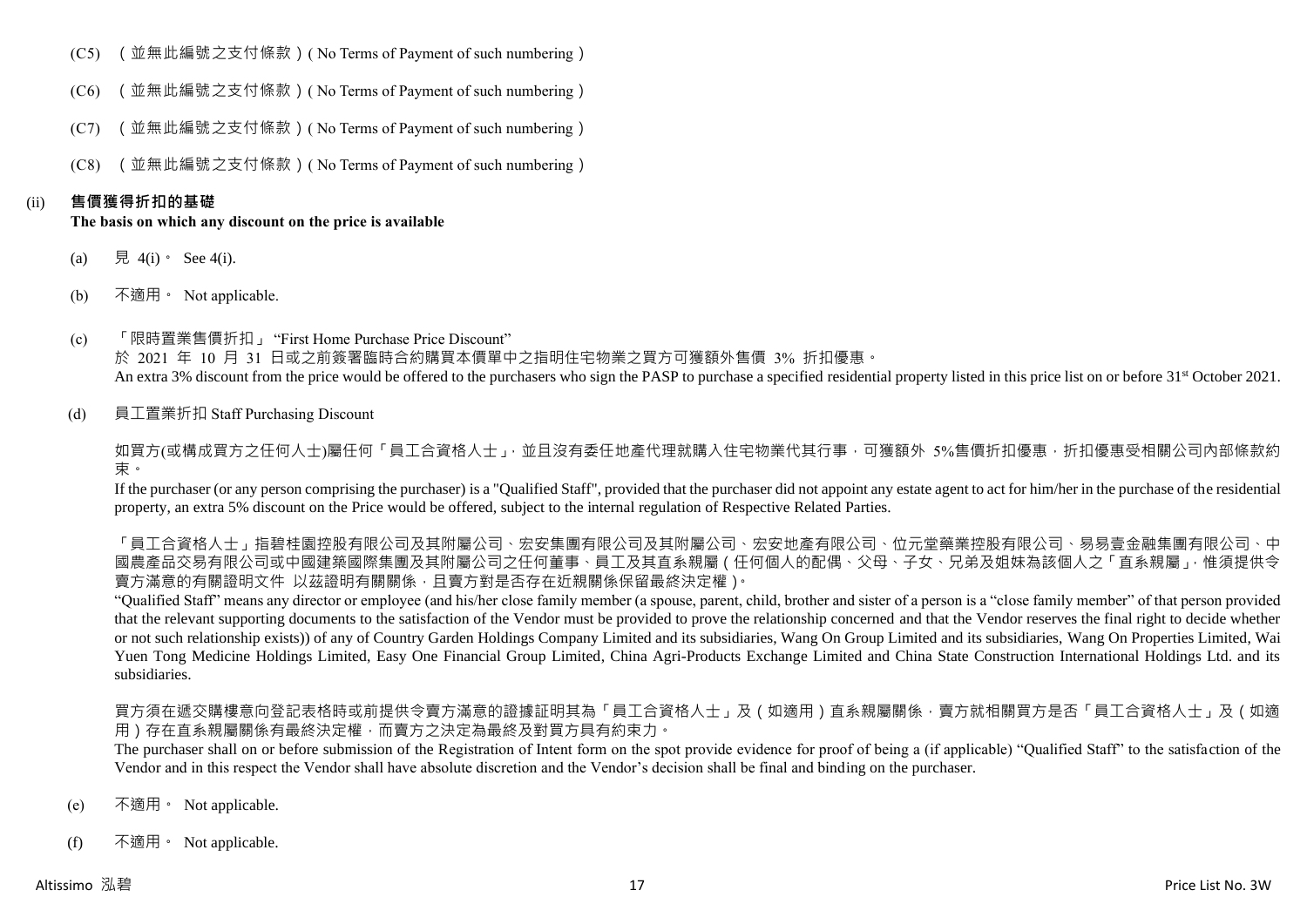(C5) （並無此編號之支付條款）( No Terms of Payment of such numbering )

(C6) （並無此編號之支付條款）( No Terms of Payment of such numbering )

(C7) （並無此編號之支付條款）( No Terms of Payment of such numbering )

(C8) （並無此編號之支付條款）( No Terms of Payment of such numbering )

(ii) **售價獲得折扣的基礎**
**The basis on which any discount on the price is available**

(a) 見 4(i)。 See 4(i).

(b) 不適用。 Not applicable.

(c) 「限時置業售價折扣」 "First Home Purchase Price Discount"
於 2021 年 10 月 31 日或之前簽署臨時合約購買本價單中之指明住宅物業之買方可獲額外售價 3% 折扣優惠。
An extra 3% discount from the price would be offered to the purchasers who sign the PASP to purchase a specified residential property listed in this price list on or before 31st October 2021.

(d) 員工置業折扣 Staff Purchasing Discount

如買方(或構成買方之任何人士)屬任何「員工合資格人士」，並且沒有委任地產代理就購入住宅物業代其行事，可獲額外 5%售價折扣優惠，折扣優惠受相關公司內部條款約束。
If the purchaser (or any person comprising the purchaser) is a "Qualified Staff", provided that the purchaser did not appoint any estate agent to act for him/her in the purchase of the residential property, an extra 5% discount on the Price would be offered, subject to the internal regulation of Respective Related Parties.

「員工合資格人士」指碧桂園控股有限公司及其附屬公司、宏安集團有限公司及其附屬公司、宏安地產有限公司、位元堂藥業控股有限公司、易易壹金融集團有限公司、中國農產品交易有限公司或中國建築國際集團及其附屬公司之任何董事、員工及其直系親屬（任何個人的配偶、父母、子女、兄弟及姐妹為該個人之「直系親屬」，惟須提供令賣方滿意的有關證明文件 以茲證明有關關係，且賣方對是否存在近親關係保留最終決定權）。
"Qualified Staff" means any director or employee (and his/her close family member (a spouse, parent, child, brother and sister of a person is a "close family member" of that person provided that the relevant supporting documents to the satisfaction of the Vendor must be provided to prove the relationship concerned and that the Vendor reserves the final right to decide whether or not such relationship exists)) of any of Country Garden Holdings Company Limited and its subsidiaries, Wang On Group Limited and its subsidiaries, Wang On Properties Limited, Wai Yuen Tong Medicine Holdings Limited, Easy One Financial Group Limited, China Agri-Products Exchange Limited and China State Construction International Holdings Ltd. and its subsidiaries.

買方須在遞交購樓意向登記表格時或前提供令賣方滿意的證據証明其為「員工合資格人士」及（如適用）直系親屬關係，賣方就相關買方是否「員工合資格人士」及（如適用）存在直系親屬關係有最終決定權，而賣方之決定為最終及對買方具有約束力。
The purchaser shall on or before submission of the Registration of Intent form on the spot provide evidence for proof of being a (if applicable) "Qualified Staff" to the satisfaction of the Vendor and in this respect the Vendor shall have absolute discretion and the Vendor's decision shall be final and binding on the purchaser.

(e) 不適用。 Not applicable.

(f) 不適用。 Not applicable.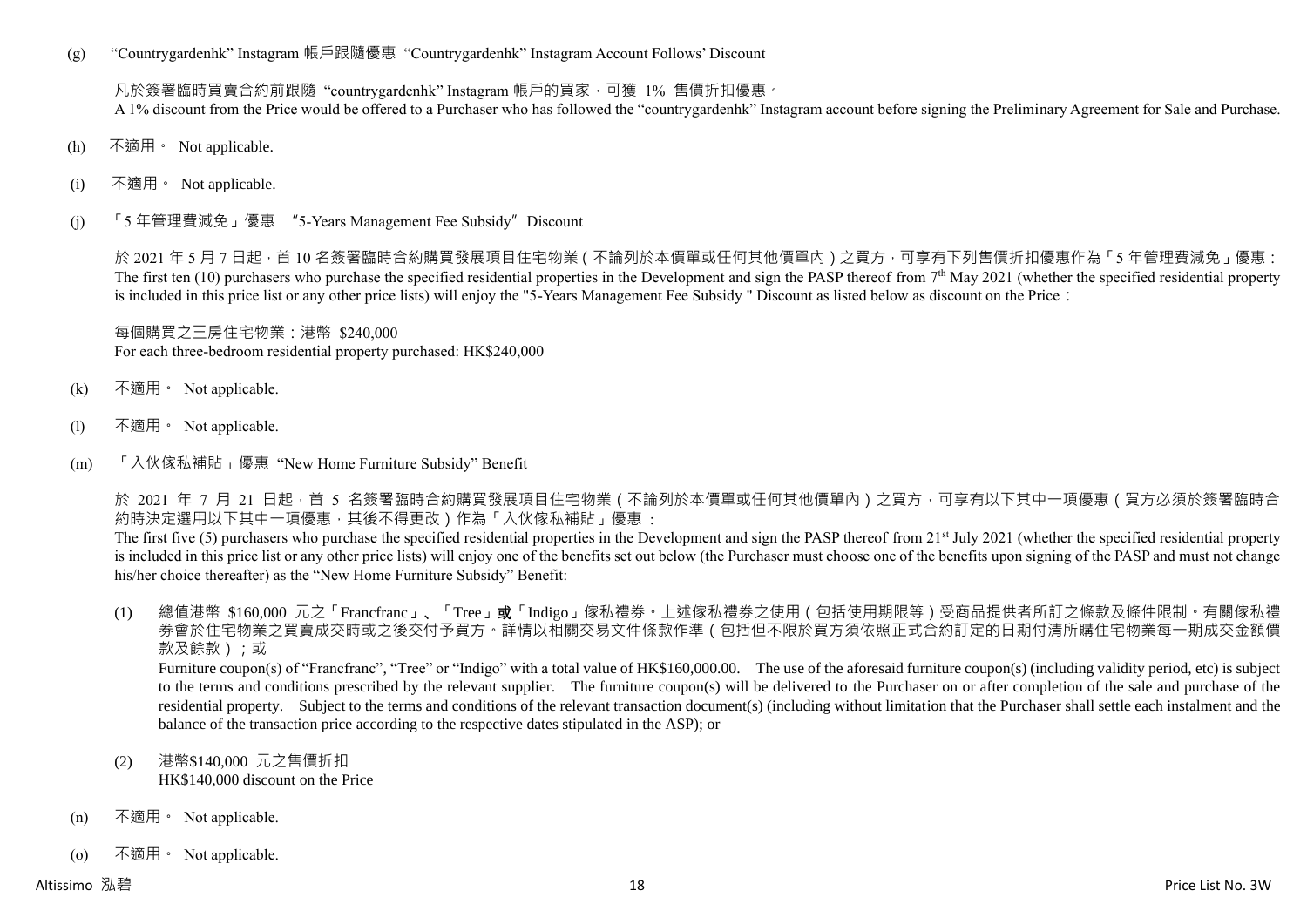(g) “Countrygardenhk” Instagram 帳戶跟隨優惠 “Countrygardenhk” Instagram Account Follows’ Discount

凡於簽署臨時買賣合約前跟隨 “countrygardenhk” Instagram 帳戶的買家，可獲 1% 售價折扣優惠。
A 1% discount from the Price would be offered to a Purchaser who has followed the “countrygardenhk” Instagram account before signing the Preliminary Agreement for Sale and Purchase.

(h) 不適用。 Not applicable.

(i) 不適用。 Not applicable.

(j) 「5 年管理費減免」優惠 “5-Years Management Fee Subsidy” Discount

於 2021 年 5 月 7 日起，首 10 名簽署臨時合約購買發展項目住宅物業（不論列於本價單或任何其他價單內）之買方，可享有下列售價折扣優惠作為「5 年管理費減免」優惠：
The first ten (10) purchasers who purchase the specified residential properties in the Development and sign the PASP thereof from 7th May 2021 (whether the specified residential property is included in this price list or any other price lists) will enjoy the "5-Years Management Fee Subsidy " Discount as listed below as discount on the Price：

每個購買之三房住宅物業：港幣 $240,000
For each three-bedroom residential property purchased: HK$240,000

(k) 不適用。 Not applicable.

(l) 不適用。 Not applicable.

(m) 「入伙傢私補貼」優惠 “New Home Furniture Subsidy” Benefit

於 2021 年 7 月 21 日起，首 5 名簽署臨時合約購買發展項目住宅物業（不論列於本價單或任何其他價單內）之買方，可享有以下其中一項優惠（買方必須於簽署臨時合約時決定選用以下其中一項優惠，其後不得更改）作為「入伙傢私補貼」優惠：
The first five (5) purchasers who purchase the specified residential properties in the Development and sign the PASP thereof from 21st July 2021 (whether the specified residential property is included in this price list or any other price lists) will enjoy one of the benefits set out below (the Purchaser must choose one of the benefits upon signing of the PASP and must not change his/her choice thereafter) as the “New Home Furniture Subsidy” Benefit:

(1) 總值港幣 $160,000 元之「Francfranc」、「Tree」**或**「Indigo」傢私禮券。上述傢私禮券之使用（包括使用期限等）受商品提供者所訂之條款及條件限制。有關傢私禮券會於住宅物業之買賣成交時或之後交付予買方。詳情以相關交易文件條款作準（包括但不限於買方須依照正式合約訂定的日期付清所購住宅物業每一期成交金額價款及餘款）；或
Furniture coupon(s) of “Francfranc”, “Tree” or “Indigo” with a total value of HK$160,000.00. The use of the aforesaid furniture coupon(s) (including validity period, etc) is subject to the terms and conditions prescribed by the relevant supplier. The furniture coupon(s) will be delivered to the Purchaser on or after completion of the sale and purchase of the residential property. Subject to the terms and conditions of the relevant transaction document(s) (including without limitation that the Purchaser shall settle each instalment and the balance of the transaction price according to the respective dates stipulated in the ASP); or

(2) 港幣$140,000 元之售價折扣
HK$140,000 discount on the Price

(n) 不適用。 Not applicable.

(o) 不適用。 Not applicable.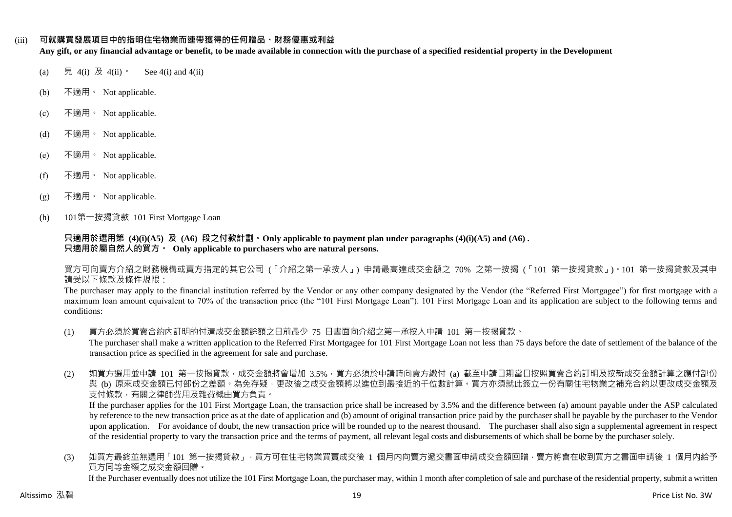(iii) **可就購買發展項目中的指明住宅物業而連帶獲得的任何贈品、財務優惠或利益**
**Any gift, or any financial advantage or benefit, to be made available in connection with the purchase of a specified residential property in the Development**

(a) 見 4(i) 及 4(ii)。 See 4(i) and 4(ii)

(b) 不適用。 Not applicable.

(c) 不適用。 Not applicable.

(d) 不適用。 Not applicable.

(e) 不適用。 Not applicable.

(f) 不適用。 Not applicable.

(g) 不適用。 Not applicable.

(h) 101第一按揭貸款 101 First Mortgage Loan

**只適用於選用第 (4)(i)(A5) 及 (A6) 段之付款計劃。Only applicable to payment plan under paragraphs (4)(i)(A5) and (A6) .**
**只適用於屬自然人的買方。 Only applicable to purchasers who are natural persons.**

買方可向賣方介紹之財務機構或賣方指定的其它公司 (「介紹之第一承按人」) 申請最高達成交金額之 70% 之第一按揭 (「101 第一按揭貸款」)。101 第一按揭貸款及其申請受以下條款及條件規限：

The purchaser may apply to the financial institution referred by the Vendor or any other company designated by the Vendor (the "Referred First Mortgagee") for first mortgage with a maximum loan amount equivalent to 70% of the transaction price (the "101 First Mortgage Loan"). 101 First Mortgage Loan and its application are subject to the following terms and conditions:

(1) 買方必須於買賣合約內訂明的付清成交金額餘額之日前最少 75 日書面向介紹之第一承按人申請 101 第一按揭貸款。
The purchaser shall make a written application to the Referred First Mortgagee for 101 First Mortgage Loan not less than 75 days before the date of settlement of the balance of the transaction price as specified in the agreement for sale and purchase.

(2) 如買方選用並申請 101 第一按揭貸款，成交金額將會增加 3.5%，買方必須於申請時向賣方繳付 (a) 截至申請日期當日按照買賣合約訂明及按新成交金額計算之應付部份與 (b) 原來成交金額已付部份之差額。為免存疑，更改後之成交金額將以進位到最接近的千位數計算。買方亦須就此簽立一份有關住宅物業之補充合約以更改成交金額及支付條款，有關之律師費用及雜費概由買方負責。
If the purchaser applies for the 101 First Mortgage Loan, the transaction price shall be increased by 3.5% and the difference between (a) amount payable under the ASP calculated by reference to the new transaction price as at the date of application and (b) amount of original transaction price paid by the purchaser shall be payable by the purchaser to the Vendor upon application. For avoidance of doubt, the new transaction price will be rounded up to the nearest thousand. The purchaser shall also sign a supplemental agreement in respect of the residential property to vary the transaction price and the terms of payment, all relevant legal costs and disbursements of which shall be borne by the purchaser solely.

(3) 如買方最終並無選用「101 第一按揭貸款」，買方可在住宅物業買賣成交後 1 個月內向賣方遞交書面申請成交金額回贈，賣方將會在收到買方之書面申請後 1 個月內給予買方同等金額之成交金額回贈。
If the Purchaser eventually does not utilize the 101 First Mortgage Loan, the purchaser may, within 1 month after completion of sale and purchase of the residential property, submit a written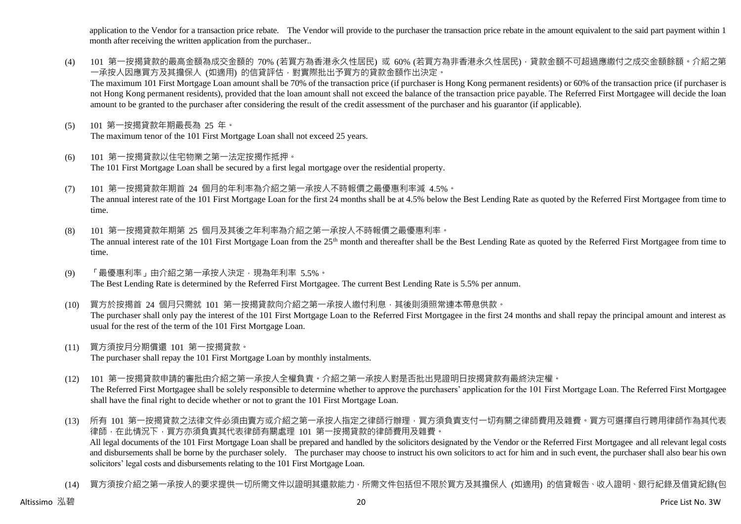application to the Vendor for a transaction price rebate. The Vendor will provide to the purchaser the transaction price rebate in the amount equivalent to the said part payment within 1 month after receiving the written application from the purchaser..

(4) 101 第一按揭貸款的最高金額為成交金額的 70% (若買方為香港永久性居民) 或 60% (若買方為非香港永久性居民)，貸款金額不可超過應繳付之成交金額餘額。介紹之第一承按人因應買方及其擔保人 (如適用) 的信貸評估，對實際批出予買方的貸款金額作出決定。
The maximum 101 First Mortgage Loan amount shall be 70% of the transaction price (if purchaser is Hong Kong permanent residents) or 60% of the transaction price (if purchaser is not Hong Kong permanent residents), provided that the loan amount shall not exceed the balance of the transaction price payable. The Referred First Mortgagee will decide the loan amount to be granted to the purchaser after considering the result of the credit assessment of the purchaser and his guarantor (if applicable).

(5) 101 第一按揭貸款年期最長為 25 年。
The maximum tenor of the 101 First Mortgage Loan shall not exceed 25 years.

(6) 101 第一按揭貸款以住宅物業之第一法定按揭作抵押。
The 101 First Mortgage Loan shall be secured by a first legal mortgage over the residential property.

(7) 101 第一按揭貸款年期首 24 個月的年利率為介紹之第一承按人不時報價之最優惠利率減 4.5%。
The annual interest rate of the 101 First Mortgage Loan for the first 24 months shall be at 4.5% below the Best Lending Rate as quoted by the Referred First Mortgagee from time to time.

(8) 101 第一按揭貸款年期第 25 個月及其後之年利率為介紹之第一承按人不時報價之最優惠利率。
The annual interest rate of the 101 First Mortgage Loan from the 25th month and thereafter shall be the Best Lending Rate as quoted by the Referred First Mortgagee from time to time.

(9) 「最優惠利率」由介紹之第一承按人決定，現為年利率 5.5%。
The Best Lending Rate is determined by the Referred First Mortgagee. The current Best Lending Rate is 5.5% per annum.

(10) 買方於按揭首 24 個月只需就 101 第一按揭貸款向介紹之第一承按人繳付利息，其後則須照常連本帶息供款。
The purchaser shall only pay the interest of the 101 First Mortgage Loan to the Referred First Mortgagee in the first 24 months and shall repay the principal amount and interest as usual for the rest of the term of the 101 First Mortgage Loan.

(11) 買方須按月分期償還 101 第一按揭貸款。
The purchaser shall repay the 101 First Mortgage Loan by monthly instalments.

(12) 101 第一按揭貸款申請的審批由介紹之第一承按人全權負責。介紹之第一承按人對是否批出見證明日按揭貸款有最終決定權。
The Referred First Mortgagee shall be solely responsible to determine whether to approve the purchasers' application for the 101 First Mortgage Loan. The Referred First Mortgagee shall have the final right to decide whether or not to grant the 101 First Mortgage Loan.

(13) 所有 101 第一按揭貸款之法律文件必須由賣方或介紹之第一承按人指定之律師行辦理，買方須負責支付一切有關之律師費用及雜費。買方可選擇自行聘用律師作為其代表律師，在此情況下，買方亦須負責其代表律師有關處理 101 第一按揭貸款的律師費用及雜費。
All legal documents of the 101 First Mortgage Loan shall be prepared and handled by the solicitors designated by the Vendor or the Referred First Mortgagee and all relevant legal costs and disbursements shall be borne by the purchaser solely. The purchaser may choose to instruct his own solicitors to act for him and in such event, the purchaser shall also bear his own solicitors' legal costs and disbursements relating to the 101 First Mortgage Loan.

(14) 買方須按介紹之第一承按人的要求提供一切所需文件以證明其還款能力，所需文件包括但不限於買方及其擔保人 (如適用) 的信貸報告、收入證明、銀行紀錄及借貸紀錄(包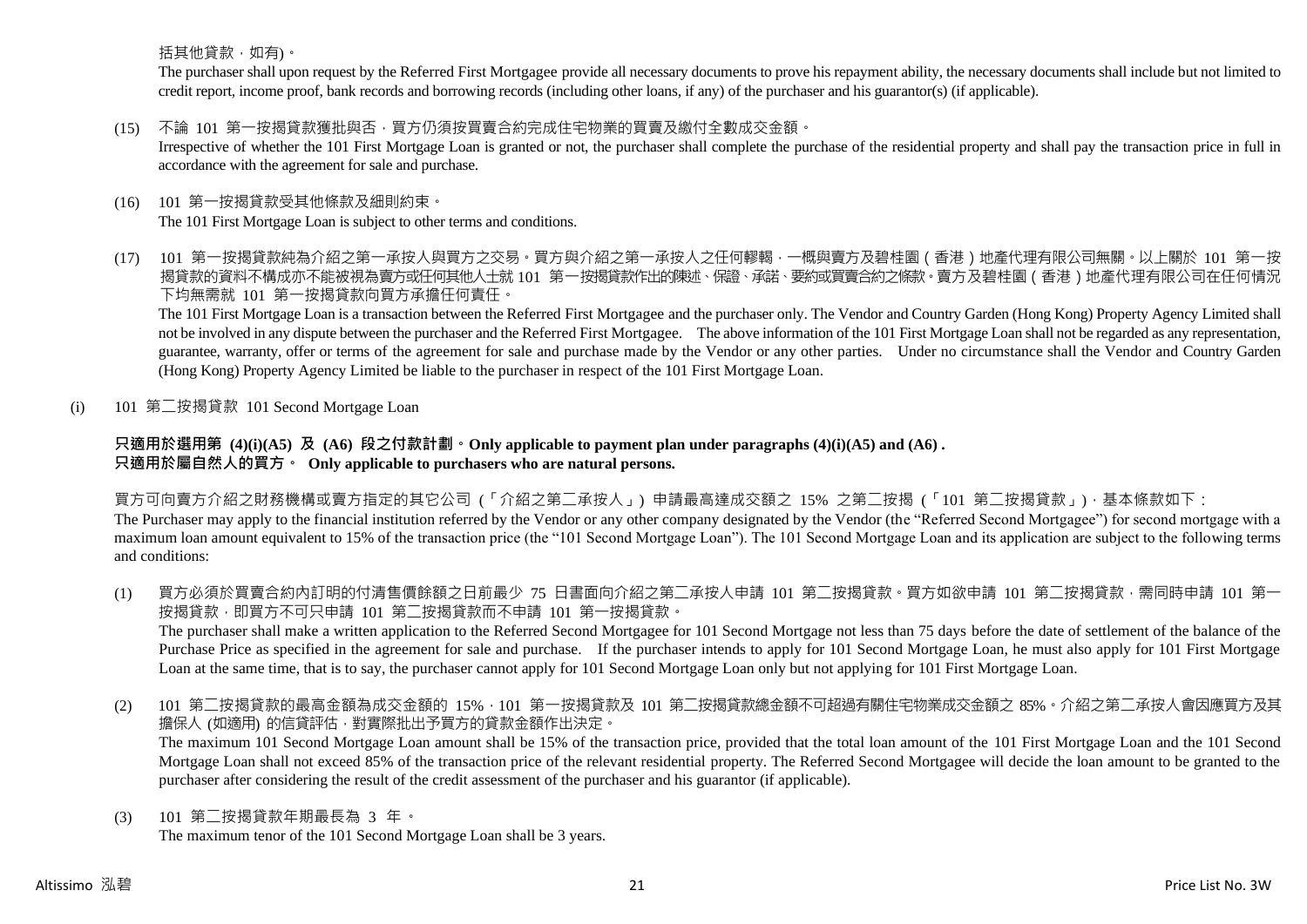括其他貸款，如有)。

The purchaser shall upon request by the Referred First Mortgagee provide all necessary documents to prove his repayment ability, the necessary documents shall include but not limited to credit report, income proof, bank records and borrowing records (including other loans, if any) of the purchaser and his guarantor(s) (if applicable).

(15) 不論 101 第一按揭貸款獲批與否，買方仍須按買賣合約完成住宅物業的買賣及繳付全數成交金額。
Irrespective of whether the 101 First Mortgage Loan is granted or not, the purchaser shall complete the purchase of the residential property and shall pay the transaction price in full in accordance with the agreement for sale and purchase.

(16) 101 第一按揭貸款受其他條款及細則約束。
The 101 First Mortgage Loan is subject to other terms and conditions.

(17) 101 第一按揭貸款純為介紹之第一承按人與買方之交易。買方與介紹之第一承按人之任何轇輵，一概與賣方及碧桂園（香港）地產代理有限公司無關。以上關於 101 第一按揭貸款的資料不構成亦不能被視為賣方或任何其他人士就 101 第一按揭貸款作出的陳述、保證、承諾、要約或買賣合約之條款。賣方及碧桂園（香港）地產代理有限公司在任何情況下均無需就 101 第一按揭貸款向買方承擔任何責任。
The 101 First Mortgage Loan is a transaction between the Referred First Mortgagee and the purchaser only. The Vendor and Country Garden (Hong Kong) Property Agency Limited shall not be involved in any dispute between the purchaser and the Referred First Mortgagee. The above information of the 101 First Mortgage Loan shall not be regarded as any representation, guarantee, warranty, offer or terms of the agreement for sale and purchase made by the Vendor or any other parties. Under no circumstance shall the Vendor and Country Garden (Hong Kong) Property Agency Limited be liable to the purchaser in respect of the 101 First Mortgage Loan.

(i) 101 第二按揭貸款 101 Second Mortgage Loan

**只適用於選用第 (4)(i)(A5) 及 (A6) 段之付款計劃。Only applicable to payment plan under paragraphs (4)(i)(A5) and (A6) .**
**只適用於屬自然人的買方。 Only applicable to purchasers who are natural persons.**

買方可向賣方介紹之財務機構或賣方指定的其它公司（「介紹之第二承按人」）申請最高達成交額之 15% 之第二按揭（「101 第二按揭貸款」），基本條款如下：
The Purchaser may apply to the financial institution referred by the Vendor or any other company designated by the Vendor (the "Referred Second Mortgagee") for second mortgage with a maximum loan amount equivalent to 15% of the transaction price (the "101 Second Mortgage Loan"). The 101 Second Mortgage Loan and its application are subject to the following terms and conditions:

(1) 買方必須於買賣合約內訂明的付清售價餘額之日前最少 75 日書面向介紹之第二承按人申請 101 第二按揭貸款。買方如欲申請 101 第二按揭貸款，需同時申請 101 第一按揭貸款，即買方不可只申請 101 第二按揭貸款而不申請 101 第一按揭貸款。
The purchaser shall make a written application to the Referred Second Mortgagee for 101 Second Mortgage not less than 75 days before the date of settlement of the balance of the Purchase Price as specified in the agreement for sale and purchase. If the purchaser intends to apply for 101 Second Mortgage Loan, he must also apply for 101 First Mortgage Loan at the same time, that is to say, the purchaser cannot apply for 101 Second Mortgage Loan only but not applying for 101 First Mortgage Loan.

(2) 101 第二按揭貸款的最高金額為成交金額的 15%，101 第一按揭貸款及 101 第二按揭貸款總金額不可超過有關住宅物業成交金額之 85%。介紹之第二承按人會因應買方及其擔保人 (如適用) 的信貸評估，對實際批出予買方的貸款金額作出決定。
The maximum 101 Second Mortgage Loan amount shall be 15% of the transaction price, provided that the total loan amount of the 101 First Mortgage Loan and the 101 Second Mortgage Loan shall not exceed 85% of the transaction price of the relevant residential property. The Referred Second Mortgagee will decide the loan amount to be granted to the purchaser after considering the result of the credit assessment of the purchaser and his guarantor (if applicable).

(3) 101 第二按揭貸款年期最長為 3 年。
The maximum tenor of the 101 Second Mortgage Loan shall be 3 years.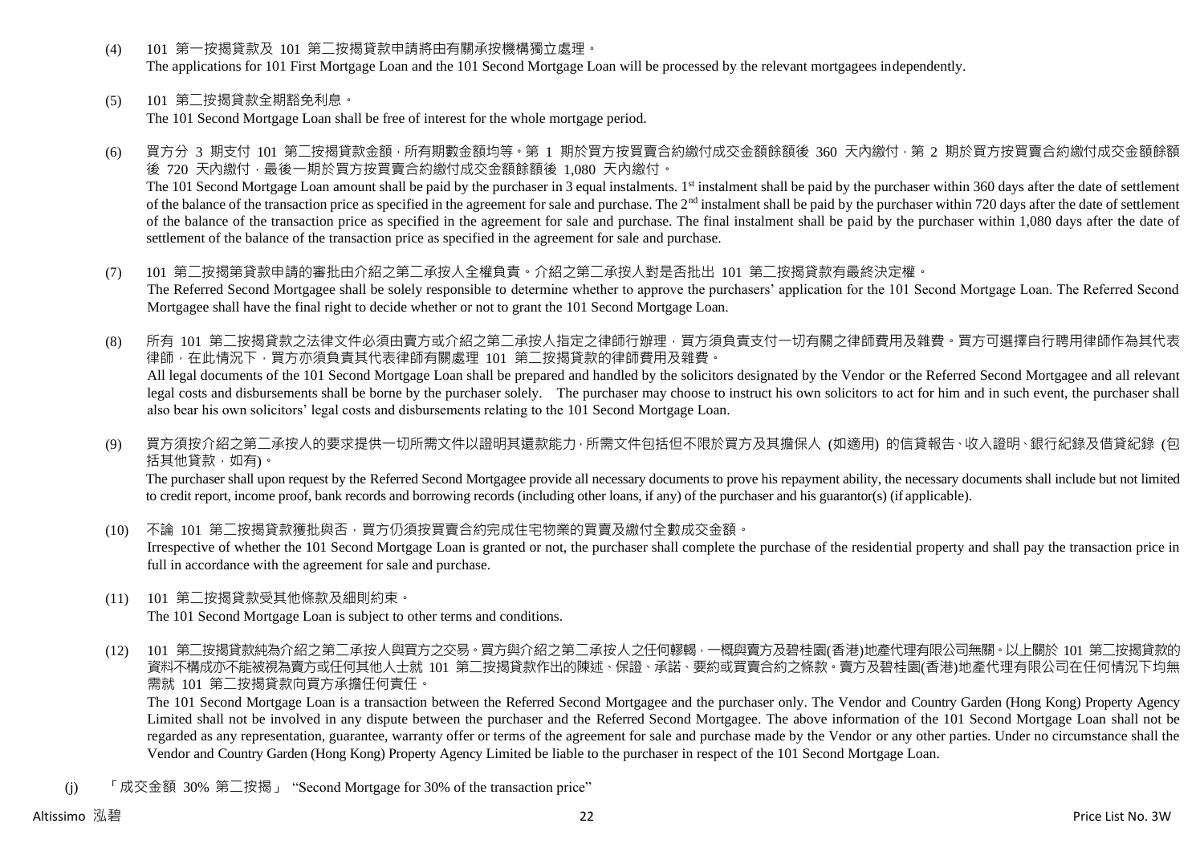(4) 101 第一按揭貸款及 101 第二按揭貸款申請將由有關承按機構獨立處理。
The applications for 101 First Mortgage Loan and the 101 Second Mortgage Loan will be processed by the relevant mortgagees independently.

(5) 101 第二按揭貸款全期豁免利息。
The 101 Second Mortgage Loan shall be free of interest for the whole mortgage period.

(6) 買方分 3 期支付 101 第二按揭貸款金額，所有期數金額均等。第 1 期於買方按買賣合約繳付成交金額餘額後 360 天內繳付，第 2 期於買方按買賣合約繳付成交金額餘額後 720 天內繳付，最後一期於買方按買賣合約繳付成交金額餘額後 1,080 天內繳付。
The 101 Second Mortgage Loan amount shall be paid by the purchaser in 3 equal instalments. 1st instalment shall be paid by the purchaser within 360 days after the date of settlement of the balance of the transaction price as specified in the agreement for sale and purchase. The 2nd instalment shall be paid by the purchaser within 720 days after the date of settlement of the balance of the transaction price as specified in the agreement for sale and purchase. The final instalment shall be paid by the purchaser within 1,080 days after the date of settlement of the balance of the transaction price as specified in the agreement for sale and purchase.

(7) 101 第二按揭第貸款申請的審批由介紹之第二承按人全權負責。介紹之第二承按人對是否批出 101 第二按揭貸款有最終決定權。
The Referred Second Mortgagee shall be solely responsible to determine whether to approve the purchasers' application for the 101 Second Mortgage Loan. The Referred Second Mortgagee shall have the final right to decide whether or not to grant the 101 Second Mortgage Loan.

(8) 所有 101 第二按揭貸款之法律文件必須由賣方或介紹之第二承按人指定之律師行辦理，買方須負責支付一切有關之律師費用及雜費。買方可選擇自行聘用律師作為其代表律師，在此情況下，買方亦須負責其代表律師有關處理 101 第二按揭貸款的律師費用及雜費。
All legal documents of the 101 Second Mortgage Loan shall be prepared and handled by the solicitors designated by the Vendor or the Referred Second Mortgagee and all relevant legal costs and disbursements shall be borne by the purchaser solely. The purchaser may choose to instruct his own solicitors to act for him and in such event, the purchaser shall also bear his own solicitors' legal costs and disbursements relating to the 101 Second Mortgage Loan.

(9) 買方須按介紹之第二承按人的要求提供一切所需文件以證明其還款能力，所需文件包括但不限於買方及其擔保人 (如適用) 的信貸報告、收入證明、銀行紀錄及借貸紀錄 (包括其他貸款，如有)。
The purchaser shall upon request by the Referred Second Mortgagee provide all necessary documents to prove his repayment ability, the necessary documents shall include but not limited to credit report, income proof, bank records and borrowing records (including other loans, if any) of the purchaser and his guarantor(s) (if applicable).

(10) 不論 101 第二按揭貸款獲批與否，買方仍須按買賣合約完成住宅物業的買賣及繳付全數成交金額。
Irrespective of whether the 101 Second Mortgage Loan is granted or not, the purchaser shall complete the purchase of the residential property and shall pay the transaction price in full in accordance with the agreement for sale and purchase.

(11) 101 第二按揭貸款受其他條款及細則約束。
The 101 Second Mortgage Loan is subject to other terms and conditions.

(12) 101 第二按揭貸款純為介紹之第二承按人與買方之交易。買方與介紹之第二承按人之任何轇輵，一概與賣方及碧桂園(香港)地產代理有限公司無關。以上關於 101 第二按揭貸款的資料不構成亦不能被視為賣方或任何其他人士就 101 第二按揭貸款作出的陳述、保證、承諾、要約或買賣合約之條款。賣方及碧桂園(香港)地產代理有限公司在任何情況下均無需就 101 第二按揭貸款向買方承擔任何責任。
The 101 Second Mortgage Loan is a transaction between the Referred Second Mortgagee and the purchaser only. The Vendor and Country Garden (Hong Kong) Property Agency Limited shall not be involved in any dispute between the purchaser and the Referred Second Mortgagee. The above information of the 101 Second Mortgage Loan shall not be regarded as any representation, guarantee, warranty offer or terms of the agreement for sale and purchase made by the Vendor or any other parties. Under no circumstance shall the Vendor and Country Garden (Hong Kong) Property Agency Limited be liable to the purchaser in respect of the 101 Second Mortgage Loan.

(j) 「成交金額 30% 第二按揭」 "Second Mortgage for 30% of the transaction price"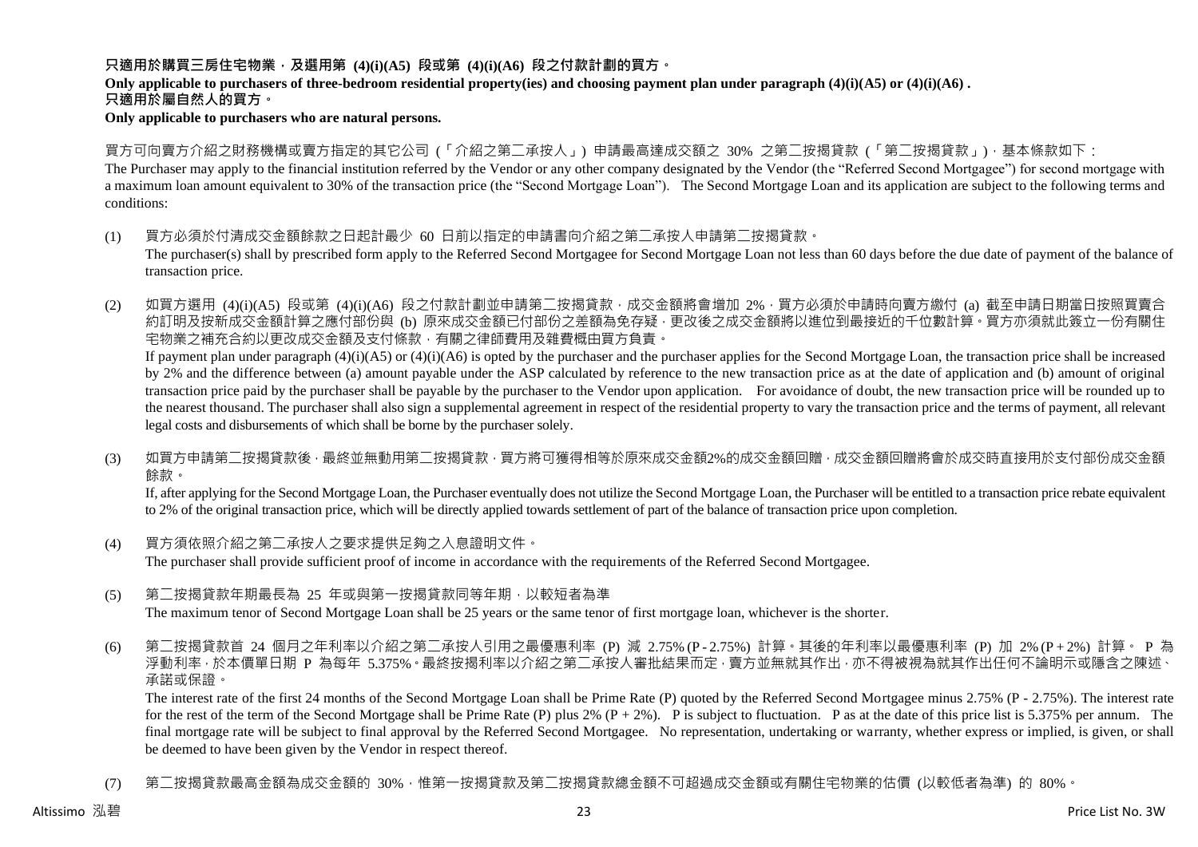**只適用於購買三房住宅物業，及選用第 (4)(i)(A5) 段或第 (4)(i)(A6) 段之付款計劃的買方。**

**Only applicable to purchasers of three-bedroom residential property(ies) and choosing payment plan under paragraph (4)(i)(A5) or (4)(i)(A6) .**

**只適用於屬自然人的買方。**

**Only applicable to purchasers who are natural persons.**

買方可向賣方介紹之財務機構或賣方指定的其它公司 (「介紹之第二承按人」) 申請最高達成交額之 30% 之第二按揭貸款 (「第二按揭貸款」)，基本條款如下：

The Purchaser may apply to the financial institution referred by the Vendor or any other company designated by the Vendor (the "Referred Second Mortgagee") for second mortgage with a maximum loan amount equivalent to 30% of the transaction price (the "Second Mortgage Loan"). The Second Mortgage Loan and its application are subject to the following terms and conditions:

(1) 買方必須於付清成交金額餘款之日起計最少 60 日前以指定的申請書向介紹之第二承按人申請第二按揭貸款。
The purchaser(s) shall by prescribed form apply to the Referred Second Mortgagee for Second Mortgage Loan not less than 60 days before the due date of payment of the balance of transaction price.

(2) 如買方選用 (4)(i)(A5) 段或第 (4)(i)(A6) 段之付款計劃並申請第二按揭貸款，成交金額將會增加 2%，買方必須於申請時向賣方繳付 (a) 截至申請日期當日按照買賣合約訂明及按新成交金額計算之應付部份與 (b) 原來成交金額已付部份之差額為免存疑，更改後之成交金額將以進位到最接近的千位數計算。買方亦須就此簽立一份有關住宅物業之補充合約以更改成交金額及支付條款，有關之律師費用及雜費概由買方負責。
If payment plan under paragraph (4)(i)(A5) or (4)(i)(A6) is opted by the purchaser and the purchaser applies for the Second Mortgage Loan, the transaction price shall be increased by 2% and the difference between (a) amount payable under the ASP calculated by reference to the new transaction price as at the date of application and (b) amount of original transaction price paid by the purchaser shall be payable by the purchaser to the Vendor upon application. For avoidance of doubt, the new transaction price will be rounded up to the nearest thousand. The purchaser shall also sign a supplemental agreement in respect of the residential property to vary the transaction price and the terms of payment, all relevant legal costs and disbursements of which shall be borne by the purchaser solely.

(3) 如買方申請第二按揭貸款後，最終並無動用第二按揭貸款，買方將可獲得相等於原來成交金額2%的成交金額回贈，成交金額回贈將會於成交時直接用於支付部份成交金額餘款。
If, after applying for the Second Mortgage Loan, the Purchaser eventually does not utilize the Second Mortgage Loan, the Purchaser will be entitled to a transaction price rebate equivalent to 2% of the original transaction price, which will be directly applied towards settlement of part of the balance of transaction price upon completion.

(4) 買方須依照介紹之第二承按人之要求提供足夠之入息證明文件。
The purchaser shall provide sufficient proof of income in accordance with the requirements of the Referred Second Mortgagee.

(5) 第二按揭貸款年期最長為 25 年或與第一按揭貸款同等年期，以較短者為準
The maximum tenor of Second Mortgage Loan shall be 25 years or the same tenor of first mortgage loan, whichever is the shorter.

(6) 第二按揭貸款首 24 個月之年利率以介紹之第二承按人引用之最優惠利率 (P) 減 2.75% (P - 2.75%) 計算。其後的年利率以最優惠利率 (P) 加 2% (P + 2%) 計算。 P 為浮動利率，於本價單日期 P 為每年 5.375%。最終按揭利率以介紹之第二承按人審批結果而定，賣方並無就其作出，亦不得被視為就其作出任何不論明示或隱含之陳述、承諾或保證。
The interest rate of the first 24 months of the Second Mortgage Loan shall be Prime Rate (P) quoted by the Referred Second Mortgagee minus 2.75% (P - 2.75%). The interest rate for the rest of the term of the Second Mortgage shall be Prime Rate (P) plus 2% (P + 2%). P is subject to fluctuation. P as at the date of this price list is 5.375% per annum. The final mortgage rate will be subject to final approval by the Referred Second Mortgagee. No representation, undertaking or warranty, whether express or implied, is given, or shall be deemed to have been given by the Vendor in respect thereof.

(7) 第二按揭貸款最高金額為成交金額的 30%，惟第一按揭貸款及第二按揭貸款總金額不可超過成交金額或有關住宅物業的估價 (以較低者為準) 的 80%。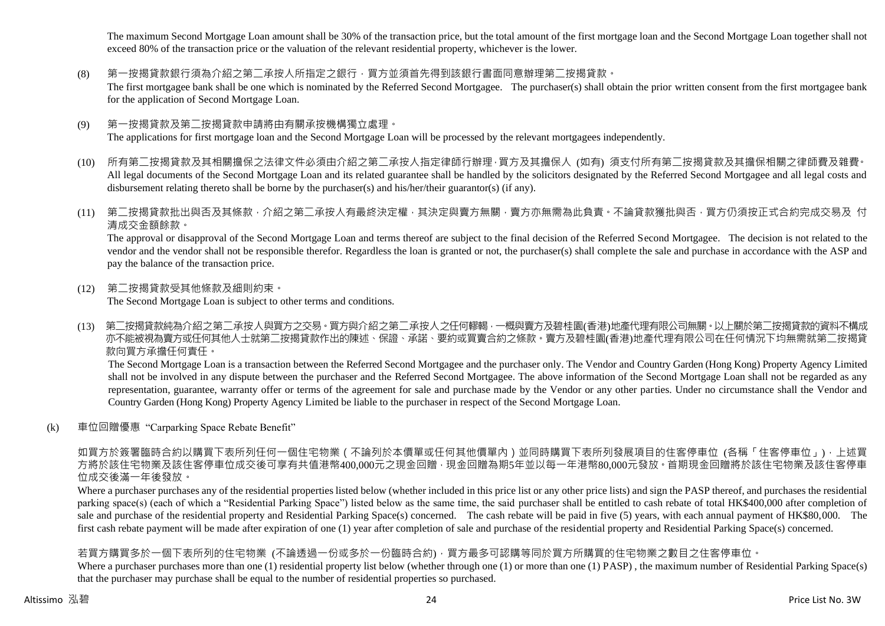The maximum Second Mortgage Loan amount shall be 30% of the transaction price, but the total amount of the first mortgage loan and the Second Mortgage Loan together shall not exceed 80% of the transaction price or the valuation of the relevant residential property, whichever is the lower.

(8) 第一按揭貸款銀行須為介紹之第二承按人所指定之銀行，買方並須首先得到該銀行書面同意辦理第二按揭貸款。
The first mortgagee bank shall be one which is nominated by the Referred Second Mortgagee. The purchaser(s) shall obtain the prior written consent from the first mortgagee bank for the application of Second Mortgage Loan.

(9) 第一按揭貸款及第二按揭貸款申請將由有關承按機構獨立處理。
The applications for first mortgage loan and the Second Mortgage Loan will be processed by the relevant mortgagees independently.

(10) 所有第二按揭貸款及其相關擔保之法律文件必須由介紹之第二承按人指定律師行辦理，買方及其擔保人 (如有) 須支付所有第二按揭貸款及其擔保相關之律師費及雜費。
All legal documents of the Second Mortgage Loan and its related guarantee shall be handled by the solicitors designated by the Referred Second Mortgagee and all legal costs and disbursement relating thereto shall be borne by the purchaser(s) and his/her/their guarantor(s) (if any).

(11) 第二按揭貸款批出與否及其條款，介紹之第二承按人有最終決定權，其決定與賣方無關，賣方亦無需為此負責。不論貸款獲批與否，買方仍須按正式合約完成交易及 付清成交金額餘款。
The approval or disapproval of the Second Mortgage Loan and terms thereof are subject to the final decision of the Referred Second Mortgagee. The decision is not related to the vendor and the vendor shall not be responsible therefor. Regardless the loan is granted or not, the purchaser(s) shall complete the sale and purchase in accordance with the ASP and pay the balance of the transaction price.

(12) 第二按揭貸款受其他條款及細則約束。
The Second Mortgage Loan is subject to other terms and conditions.

(13) 第二按揭貸款純為介紹之第二承按人與買方之交易。買方與介紹之第二承按人之任何轇轕，一概與賣方及碧桂園(香港)地產代理有限公司無關。以上關於第二按揭貸款的資料不構成亦不能被視為賣方或任何其他人士就第二按揭貸款作出的陳述、保證、承諾、要約或買賣合約之條款。賣方及碧桂園(香港)地產代理有限公司在任何情況下均無需就第二按揭貸款向買方承擔任何責任。
The Second Mortgage Loan is a transaction between the Referred Second Mortgagee and the purchaser only. The Vendor and Country Garden (Hong Kong) Property Agency Limited shall not be involved in any dispute between the purchaser and the Referred Second Mortgagee. The above information of the Second Mortgage Loan shall not be regarded as any representation, guarantee, warranty offer or terms of the agreement for sale and purchase made by the Vendor or any other parties. Under no circumstance shall the Vendor and Country Garden (Hong Kong) Property Agency Limited be liable to the purchaser in respect of the Second Mortgage Loan.

(k) 車位回贈優惠 "Carparking Space Rebate Benefit"

如買方於簽署臨時合約以購買下表所列任何一個住宅物業（不論列於本價單或任何其他價單內）並同時購買下表所列發展項目的住客停車位 (各稱「住客停車位」)，上述買方將於該住宅物業及該住客停車位成交後可享有共值港幣400,000元之現金回贈，現金回贈為期5年並以每一年港幣80,000元發放。首期現金回贈將於該住宅物業及該住客停車位成交後滿一年後發放。

Where a purchaser purchases any of the residential properties listed below (whether included in this price list or any other price lists) and sign the PASP thereof, and purchases the residential parking space(s) (each of which a "Residential Parking Space") listed below as the same time, the said purchaser shall be entitled to cash rebate of total HK$400,000 after completion of sale and purchase of the residential property and Residential Parking Space(s) concerned. The cash rebate will be paid in five (5) years, with each annual payment of HK$80,000. The first cash rebate payment will be made after expiration of one (1) year after completion of sale and purchase of the residential property and Residential Parking Space(s) concerned.

若買方購買多於一個下表所列的住宅物業 (不論透過一份或多於一份臨時合約)，買方最多可認購等同於買方所購買的住宅物業之數目之住客停車位。

Where a purchaser purchases more than one (1) residential property list below (whether through one (1) or more than one (1) PASP) , the maximum number of Residential Parking Space(s) that the purchaser may purchase shall be equal to the number of residential properties so purchased.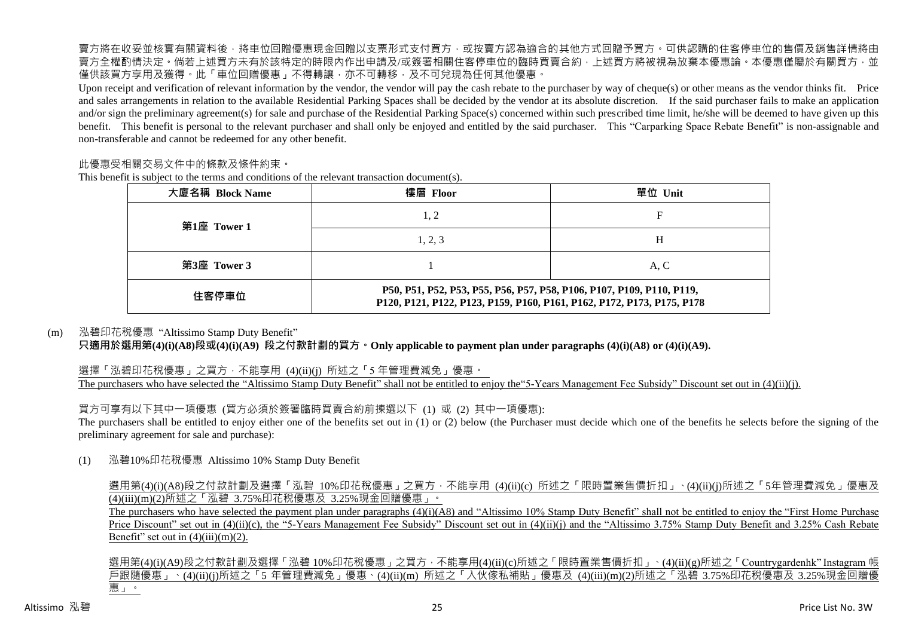賣方將在收妥並核實有關資料後，將車位回贈優惠現金回贈以支票形式支付買方，或按賣方認為適合的其他方式回贈予買方。可供認購的住客停車位的售價及銷售詳情將由賣方全權酌情決定。倘若上述買方未有於該特定的時限內作出申請及/或簽署相關住客停車位的臨時買賣合約，上述買方將被視為放棄本優惠論。本優惠僅屬於有關買方，並僅供該買方享用及獲得。此「車位回贈優惠」不得轉讓，亦不可轉移，及不可兌現為任何其他優惠。

Upon receipt and verification of relevant information by the vendor, the vendor will pay the cash rebate to the purchaser by way of cheque(s) or other means as the vendor thinks fit. Price and sales arrangements in relation to the available Residential Parking Spaces shall be decided by the vendor at its absolute discretion. If the said purchaser fails to make an application and/or sign the preliminary agreement(s) for sale and purchase of the Residential Parking Space(s) concerned within such prescribed time limit, he/she will be deemed to have given up this benefit. This benefit is personal to the relevant purchaser and shall only be enjoyed and entitled by the said purchaser. This "Carparking Space Rebate Benefit" is non-assignable and non-transferable and cannot be redeemed for any other benefit.

此優惠受相關交易文件中的條款及條件約束。

This benefit is subject to the terms and conditions of the relevant transaction document(s).

| 大廈名稱 Block Name | 樓層 Floor | 單位 Unit |
|---|---|---|
| 第1座 Tower 1 | 1, 2 | F |
| | 1, 2, 3 | H |
| 第3座 Tower 3 | 1 | A, C |
| 住客停車位 | P50, P51, P52, P53, P55, P56, P57, P58, P106, P107, P109, P110, P119, P120, P121, P122, P123, P159, P160, P161, P162, P172, P173, P175, P178 | |

(m) 泓碧印花稅優惠 "Altissimo Stamp Duty Benefit"

**只適用於選用第(4)(i)(A8)段或(4)(i)(A9) 段之付款計劃的買方。Only applicable to payment plan under paragraphs (4)(i)(A8) or (4)(i)(A9).**

選擇「泓碧印花稅優惠」之買方，不能享用 (4)(ii)(j) 所述之「5 年管理費減免」優惠。

The purchasers who have selected the "Altissimo Stamp Duty Benefit" shall not be entitled to enjoy the"5-Years Management Fee Subsidy" Discount set out in (4)(ii)(j).

買方可享有以下其中一項優惠 (買方必須於簽署臨時買賣合約前揀選以下 (1) 或 (2) 其中一項優惠):

The purchasers shall be entitled to enjoy either one of the benefits set out in (1) or (2) below (the Purchaser must decide which one of the benefits he selects before the signing of the preliminary agreement for sale and purchase):

(1) 泓碧10%印花稅優惠 Altissimo 10% Stamp Duty Benefit

選用第(4)(i)(A8)段之付款計劃及選擇「泓碧 10%印花稅優惠」之買方，不能享用 (4)(ii)(c) 所述之「限時置業售價折扣」、(4)(ii)(j)所述之「5年管理費減免」優惠及(4)(iii)(m)(2)所述之「泓碧 3.75%印花稅優惠及 3.25%現金回贈優惠」。

The purchasers who have selected the payment plan under paragraphs (4)(i)(A8) and "Altissimo 10% Stamp Duty Benefit" shall not be entitled to enjoy the "First Home Purchase Price Discount" set out in (4)(ii)(c), the "5-Years Management Fee Subsidy" Discount set out in (4)(ii)(j) and the "Altissimo 3.75% Stamp Duty Benefit and 3.25% Cash Rebate Benefit" set out in (4)(iii)(m)(2).

選用第(4)(i)(A9)段之付款計劃及選擇「泓碧 10%印花稅優惠」之買方，不能享用(4)(ii)(c)所述之「限時置業售價折扣」、(4)(ii)(g)所述之「Countrygardenhk" Instagram 帳戶跟隨優惠」、(4)(ii)(j)所述之「5 年管理費減免」優惠、(4)(ii)(m) 所述之「入伙傢私補貼」優惠及 (4)(iii)(m)(2)所述之「泓碧 3.75%印花稅優惠及 3.25%現金回贈優惠」。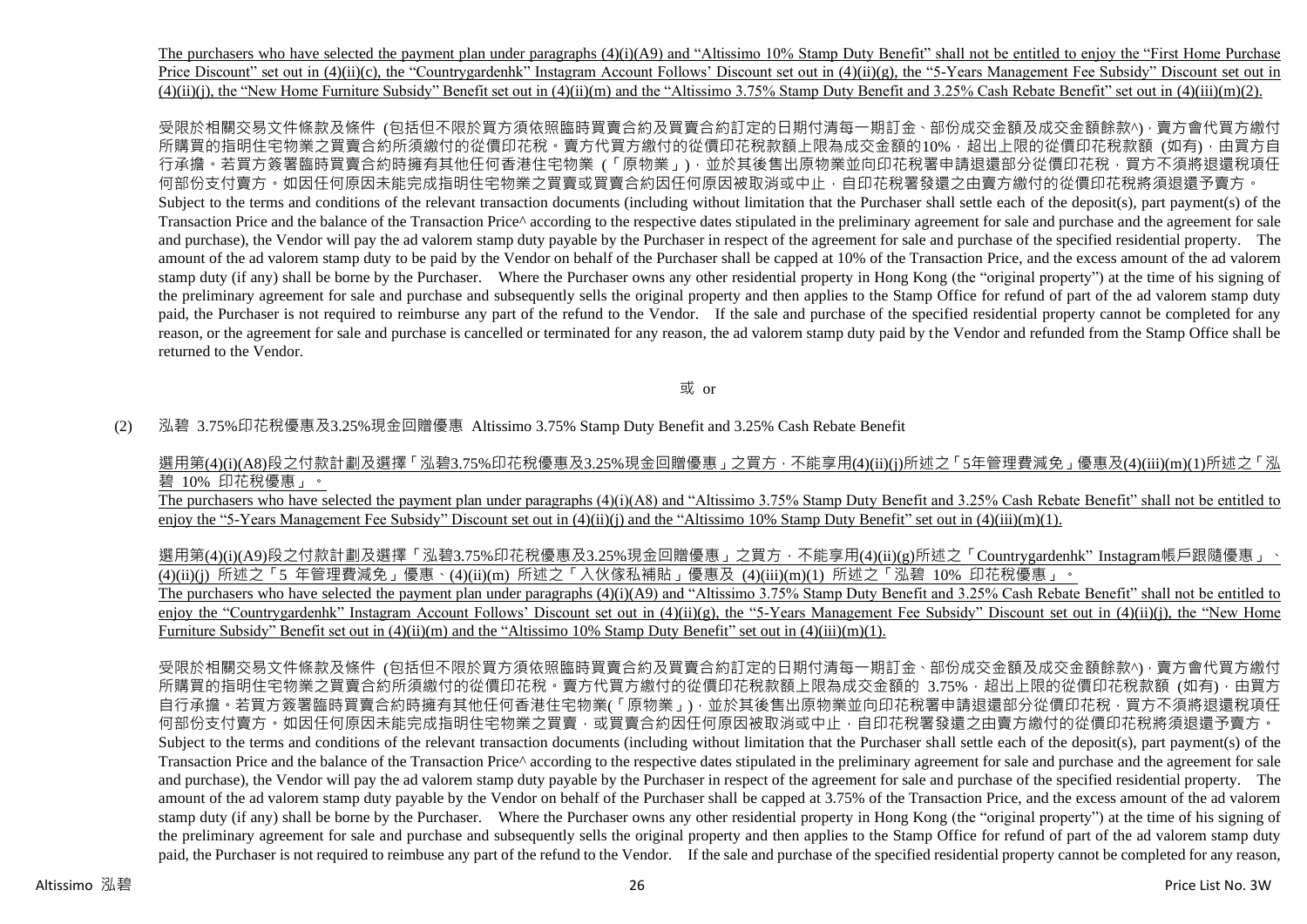The purchasers who have selected the payment plan under paragraphs (4)(i)(A9) and "Altissimo 10% Stamp Duty Benefit" shall not be entitled to enjoy the "First Home Purchase Price Discount" set out in (4)(ii)(c), the "Countrygardenhk" Instagram Account Follows' Discount set out in (4)(ii)(g), the "5-Years Management Fee Subsidy" Discount set out in (4)(ii)(j), the "New Home Furniture Subsidy" Benefit set out in (4)(ii)(m) and the "Altissimo 3.75% Stamp Duty Benefit and 3.25% Cash Rebate Benefit" set out in (4)(iii)(m)(2).

受限於相關交易文件條款及條件 (包括但不限於買方須依照臨時買賣合約及買賣合約訂定的日期付清每一期訂金、部份成交金額及成交金額餘款^)，賣方會代買方繳付所購買的指明住宅物業之買賣合約所須繳付的從價印花稅。賣方代買方繳付的從價印花稅款額上限為成交金額的10%，超出上限的從價印花稅款額 (如有)，由買方自行承擔。若買方簽署臨時買賣合約時擁有其他任何香港住宅物業 (「原物業」)，並於其後售出原物業並向印花稅署申請退還部分從價印花稅，買方不須將退還稅項任何部份支付賣方。如因任何原因未能完成指明住宅物業之買賣或買賣合約因任何原因被取消或中止，自印花稅署發還之由賣方繳付的從價印花稅將須退還予賣方。

Subject to the terms and conditions of the relevant transaction documents (including without limitation that the Purchaser shall settle each of the deposit(s), part payment(s) of the Transaction Price and the balance of the Transaction Price^ according to the respective dates stipulated in the preliminary agreement for sale and purchase and the agreement for sale and purchase), the Vendor will pay the ad valorem stamp duty payable by the Purchaser in respect of the agreement for sale and purchase of the specified residential property. The amount of the ad valorem stamp duty to be paid by the Vendor on behalf of the Purchaser shall be capped at 10% of the Transaction Price, and the excess amount of the ad valorem stamp duty (if any) shall be borne by the Purchaser. Where the Purchaser owns any other residential property in Hong Kong (the "original property") at the time of his signing of the preliminary agreement for sale and purchase and subsequently sells the original property and then applies to the Stamp Office for refund of part of the ad valorem stamp duty paid, the Purchaser is not required to reimburse any part of the refund to the Vendor. If the sale and purchase of the specified residential property cannot be completed for any reason, or the agreement for sale and purchase is cancelled or terminated for any reason, the ad valorem stamp duty paid by the Vendor and refunded from the Stamp Office shall be returned to the Vendor.

或 or

(2) 泓碧 3.75%印花稅優惠及3.25%現金回贈優惠 Altissimo 3.75% Stamp Duty Benefit and 3.25% Cash Rebate Benefit

選用第(4)(i)(A8)段之付款計劃及選擇「泓碧3.75%印花稅優惠及3.25%現金回贈優惠」之買方，不能享用(4)(ii)(j)所述之「5年管理費減免」優惠及(4)(iii)(m)(1)所述之「泓碧 10% 印花稅優惠」。

The purchasers who have selected the payment plan under paragraphs (4)(i)(A8) and "Altissimo 3.75% Stamp Duty Benefit and 3.25% Cash Rebate Benefit" shall not be entitled to enjoy the "5-Years Management Fee Subsidy" Discount set out in (4)(ii)(j) and the "Altissimo 10% Stamp Duty Benefit" set out in (4)(iii)(m)(1).

選用第(4)(i)(A9)段之付款計劃及選擇「泓碧3.75%印花稅優惠及3.25%現金回贈優惠」之買方，不能享用(4)(ii)(g)所述之「Countrygardenhk" Instagram帳戶跟隨優惠」、(4)(ii)(j) 所述之「5 年管理費減免」優惠、(4)(ii)(m) 所述之「入伙傢私補貼」優惠及 (4)(iii)(m)(1) 所述之「泓碧 10% 印花稅優惠」。

The purchasers who have selected the payment plan under paragraphs (4)(i)(A9) and "Altissimo 3.75% Stamp Duty Benefit and 3.25% Cash Rebate Benefit" shall not be entitled to enjoy the "Countrygardenhk" Instagram Account Follows' Discount set out in (4)(ii)(g), the "5-Years Management Fee Subsidy" Discount set out in (4)(ii)(j), the "New Home Furniture Subsidy" Benefit set out in (4)(ii)(m) and the "Altissimo 10% Stamp Duty Benefit" set out in (4)(iii)(m)(1).

受限於相關交易文件條款及條件 (包括但不限於買方須依照臨時買賣合約及買賣合約訂定的日期付清每一期訂金、部份成交金額及成交金額餘款^)，賣方會代買方繳付所購買的指明住宅物業之買賣合約所須繳付的從價印花稅。賣方代買方繳付的從價印花稅款額上限為成交金額的 3.75%，超出上限的從價印花稅款額 (如有)，由買方自行承擔。若買方簽署臨時買賣合約時擁有其他任何香港住宅物業(「原物業」)，並於其後售出原物業並向印花稅署申請退還部分從價印花稅，買方不須將退還稅項任何部份支付賣方。如因任何原因未能完成指明住宅物業之買賣，或買賣合約因任何原因被取消或中止，自印花稅署發還之由賣方繳付的從價印花稅將須退還予賣方。

Subject to the terms and conditions of the relevant transaction documents (including without limitation that the Purchaser shall settle each of the deposit(s), part payment(s) of the Transaction Price and the balance of the Transaction Price^ according to the respective dates stipulated in the preliminary agreement for sale and purchase and the agreement for sale and purchase), the Vendor will pay the ad valorem stamp duty payable by the Purchaser in respect of the agreement for sale and purchase of the specified residential property. The amount of the ad valorem stamp duty payable by the Vendor on behalf of the Purchaser shall be capped at 3.75% of the Transaction Price, and the excess amount of the ad valorem stamp duty (if any) shall be borne by the Purchaser. Where the Purchaser owns any other residential property in Hong Kong (the "original property") at the time of his signing of the preliminary agreement for sale and purchase and subsequently sells the original property and then applies to the Stamp Office for refund of part of the ad valorem stamp duty paid, the Purchaser is not required to reimbuse any part of the refund to the Vendor. If the sale and purchase of the specified residential property cannot be completed for any reason,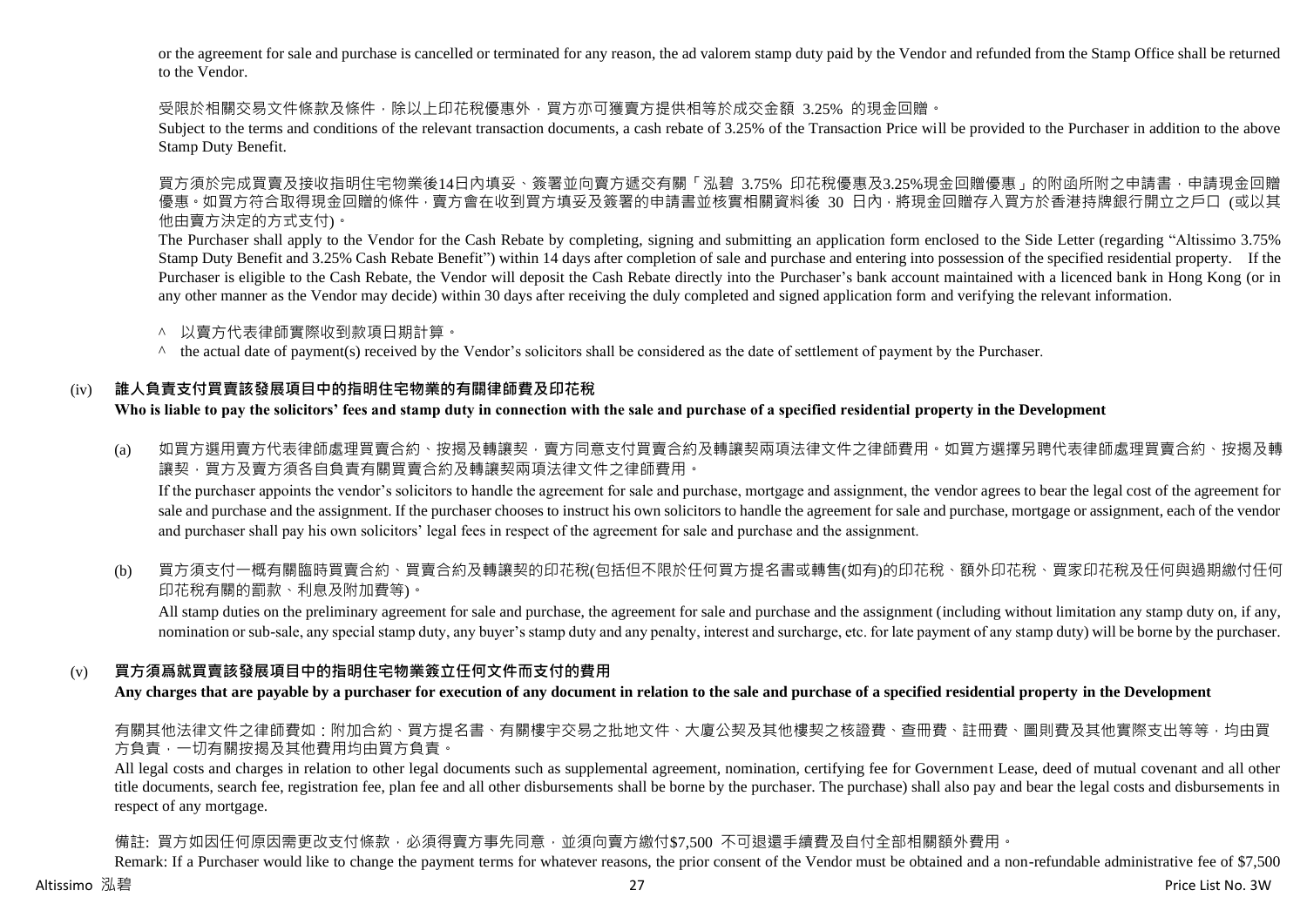or the agreement for sale and purchase is cancelled or terminated for any reason, the ad valorem stamp duty paid by the Vendor and refunded from the Stamp Office shall be returned to the Vendor.

受限於相關交易文件條款及條件，除以上印花稅優惠外，買方亦可獲賣方提供相等於成交金額 3.25% 的現金回贈。

Subject to the terms and conditions of the relevant transaction documents, a cash rebate of 3.25% of the Transaction Price will be provided to the Purchaser in addition to the above Stamp Duty Benefit.

買方須於完成買賣及接收指明住宅物業後14日內填妥、簽署並向賣方遞交有關「泓碧 3.75% 印花稅優惠及3.25%現金回贈優惠」的附函所附之申請書，申請現金回贈優惠。如買方符合取得現金回贈的條件，賣方會在收到買方填妥及簽署的申請書並核實相關資料後 30 日內，將現金回贈存入買方於香港持牌銀行開立之戶口 (或以其他由賣方決定的方式支付)。

The Purchaser shall apply to the Vendor for the Cash Rebate by completing, signing and submitting an application form enclosed to the Side Letter (regarding "Altissimo 3.75% Stamp Duty Benefit and 3.25% Cash Rebate Benefit") within 14 days after completion of sale and purchase and entering into possession of the specified residential property. If the Purchaser is eligible to the Cash Rebate, the Vendor will deposit the Cash Rebate directly into the Purchaser's bank account maintained with a licenced bank in Hong Kong (or in any other manner as the Vendor may decide) within 30 days after receiving the duly completed and signed application form and verifying the relevant information.

^ 以賣方代表律師實際收到款項日期計算。

^ the actual date of payment(s) received by the Vendor's solicitors shall be considered as the date of settlement of payment by the Purchaser.

### (iv) 誰人負責支付買賣該發展項目中的指明住宅物業的有關律師費及印花稅

**Who is liable to pay the solicitors' fees and stamp duty in connection with the sale and purchase of a specified residential property in the Development**

(a) 如買方選用賣方代表律師處理買賣合約、按揭及轉讓契，賣方同意支付買賣合約及轉讓契兩項法律文件之律師費用。如買方選擇另聘代表律師處理買賣合約、按揭及轉讓契，買方及賣方須各自負責有關買賣合約及轉讓契兩項法律文件之律師費用。

If the purchaser appoints the vendor's solicitors to handle the agreement for sale and purchase, mortgage and assignment, the vendor agrees to bear the legal cost of the agreement for sale and purchase and the assignment. If the purchaser chooses to instruct his own solicitors to handle the agreement for sale and purchase, mortgage or assignment, each of the vendor and purchaser shall pay his own solicitors' legal fees in respect of the agreement for sale and purchase and the assignment.

(b) 買方須支付一概有關臨時買賣合約、買賣合約及轉讓契的印花稅(包括但不限於任何買方提名書或轉售(如有)的印花稅、額外印花稅、買家印花稅及任何與過期繳付任何印花稅有關的罰款、利息及附加費等)。

All stamp duties on the preliminary agreement for sale and purchase, the agreement for sale and purchase and the assignment (including without limitation any stamp duty on, if any, nomination or sub-sale, any special stamp duty, any buyer's stamp duty and any penalty, interest and surcharge, etc. for late payment of any stamp duty) will be borne by the purchaser.

### (v) 買方須爲就買賣該發展項目中的指明住宅物業簽立任何文件而支付的費用

**Any charges that are payable by a purchaser for execution of any document in relation to the sale and purchase of a specified residential property in the Development**

有關其他法律文件之律師費如：附加合約、買方提名書、有關樓宇交易之批地文件、大廈公契及其他樓契之核證費、查冊費、註冊費、圖則費及其他實際支出等等，均由買方負責，一切有關按揭及其他費用均由買方負責。

All legal costs and charges in relation to other legal documents such as supplemental agreement, nomination, certifying fee for Government Lease, deed of mutual covenant and all other title documents, search fee, registration fee, plan fee and all other disbursements shall be borne by the purchaser. The purchase) shall also pay and bear the legal costs and disbursements in respect of any mortgage.

備註: 買方如因任何原因需更改支付條款，必須得賣方事先同意，並須向賣方繳付$7,500 不可退還手續費及自付全部相關額外費用。

Remark: If a Purchaser would like to change the payment terms for whatever reasons, the prior consent of the Vendor must be obtained and a non-refundable administrative fee of $7,500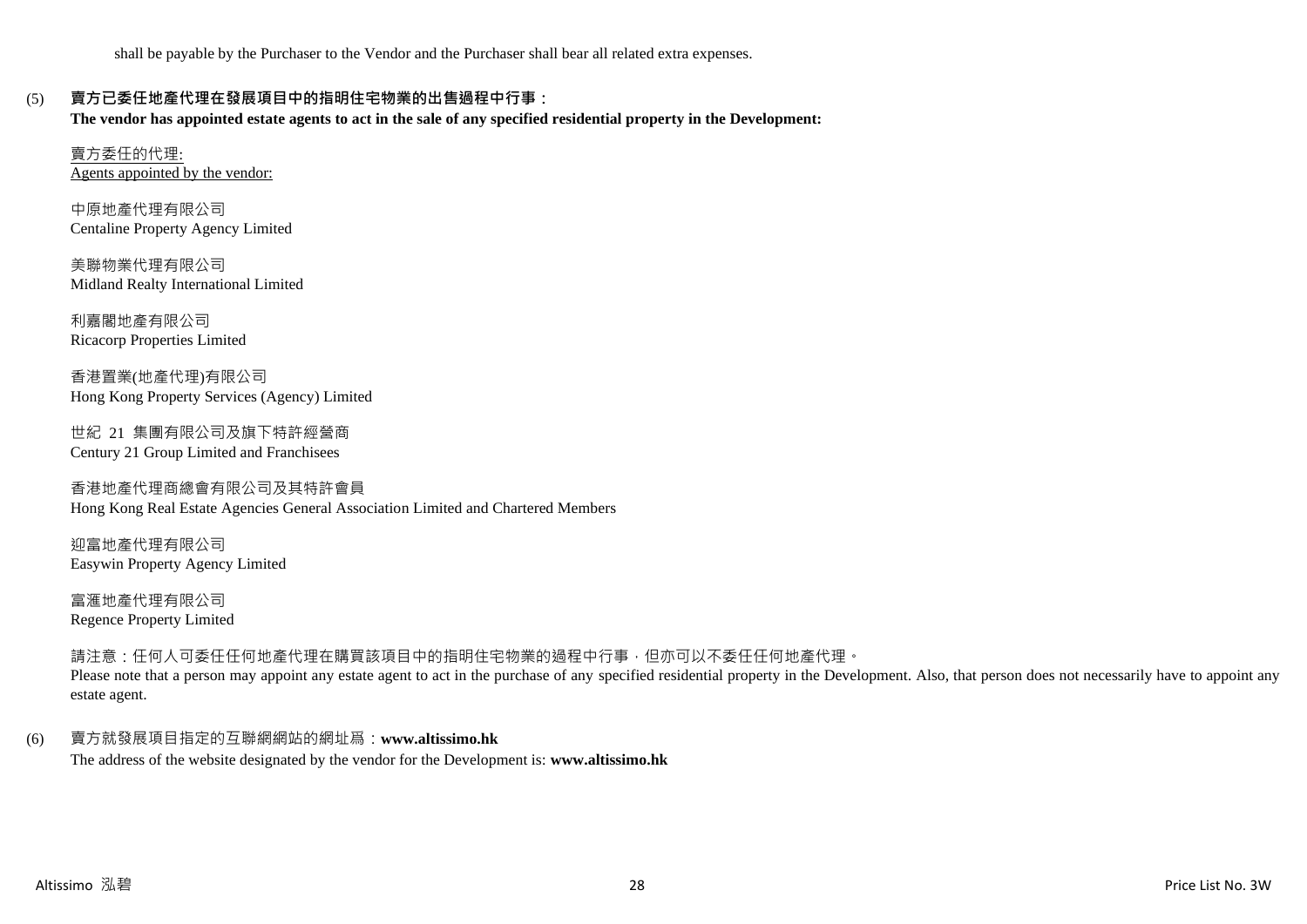shall be payable by the Purchaser to the Vendor and the Purchaser shall bear all related extra expenses.

(5) **賣方已委任地產代理在發展項目中的指明住宅物業的出售過程中行事：**
**The vendor has appointed estate agents to act in the sale of any specified residential property in the Development:**

<u>賣方委任的代理:</u>
<u>Agents appointed by the vendor:</u>

中原地產代理有限公司
Centaline Property Agency Limited

美聯物業代理有限公司
Midland Realty International Limited

利嘉閣地產有限公司
Ricacorp Properties Limited

香港置業(地產代理)有限公司
Hong Kong Property Services (Agency) Limited

世紀 21 集團有限公司及旗下特許經營商
Century 21 Group Limited and Franchisees

香港地產代理商總會有限公司及其特許會員
Hong Kong Real Estate Agencies General Association Limited and Chartered Members

迎富地產代理有限公司
Easywin Property Agency Limited

富滙地產代理有限公司
Regence Property Limited

請注意：任何人可委任任何地產代理在購買該項目中的指明住宅物業的過程中行事，但亦可以不委任任何地產代理。
Please note that a person may appoint any estate agent to act in the purchase of any specified residential property in the Development. Also, that person does not necessarily have to appoint any estate agent.

(6) 賣方就發展項目指定的互聯網網站的網址爲：**www.altissimo.hk**
The address of the website designated by the vendor for the Development is: **www.altissimo.hk**